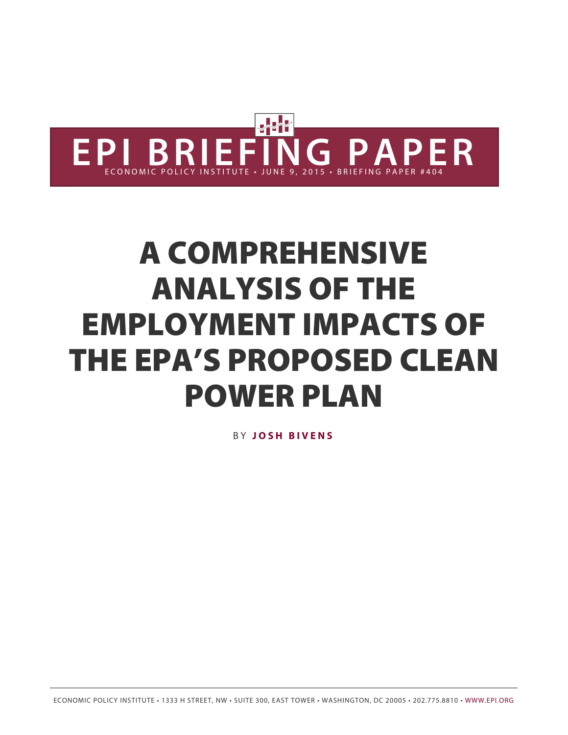# EPI BRIEFING PAPER

ECONOMIC POLICY INSTITUTE • JUNE 9, 2015 • BRIEFING PAPER #404

# A COMPREHENSIVE ANALYSIS OF THE EMPLOYMENT IMPACTS OF THE EPA'S PROPOSED CLEAN POWER PLAN

BY **JOSH BIVENS**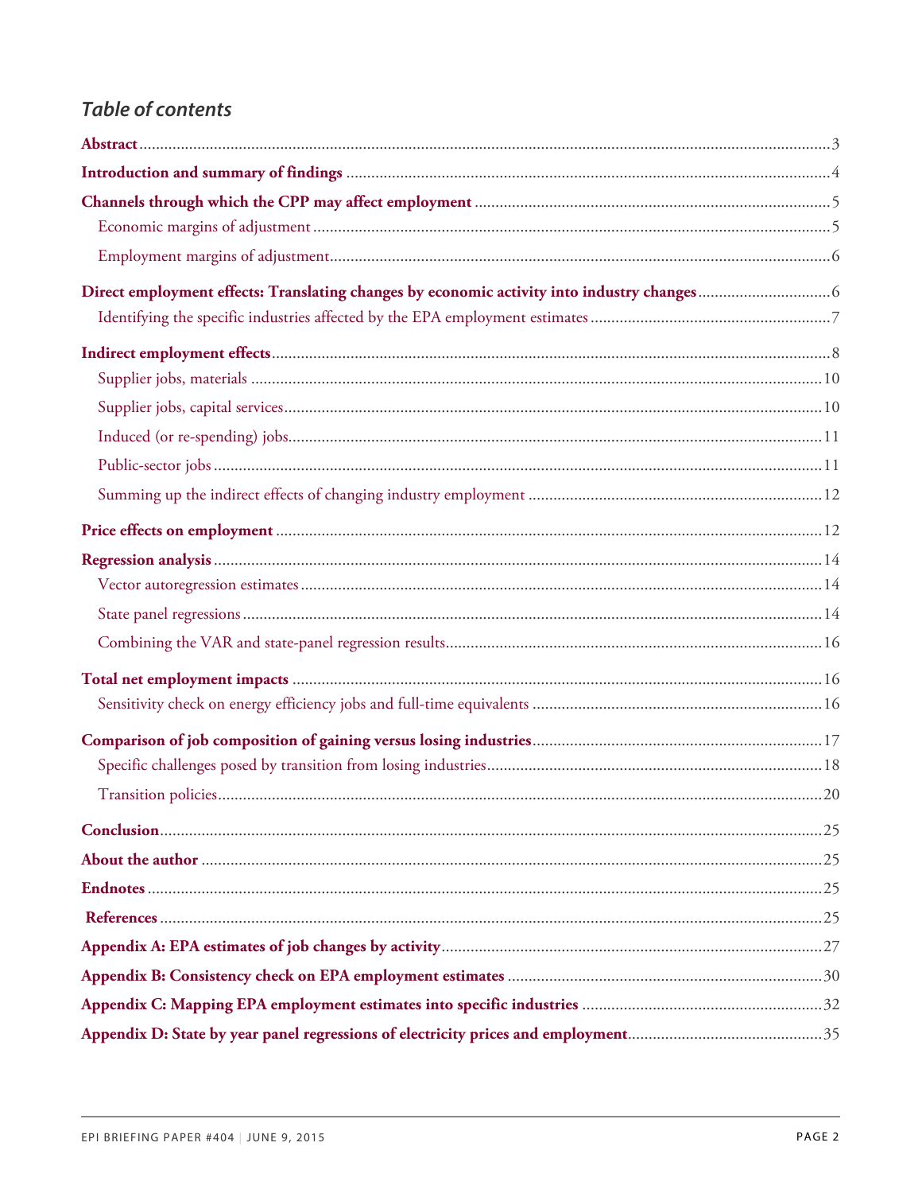## *Table of contents*

**Abstract** ... 3

**Introduction and summary of findings** ... 4

**Channels through which the CPP may affect employment** ... 5

- Economic margins of adjustment ... 5
- Employment margins of adjustment ... 6

**Direct employment effects: Translating changes by economic activity into industry changes** ... 6

- Identifying the specific industries affected by the EPA employment estimates ... 7

**Indirect employment effects** ... 8

- Supplier jobs, materials ... 10
- Supplier jobs, capital services ... 10
- Induced (or re-spending) jobs ... 11
- Public-sector jobs ... 11
- Summing up the indirect effects of changing industry employment ... 12

**Price effects on employment** ... 12

**Regression analysis** ... 14

- Vector autoregression estimates ... 14
- State panel regressions ... 14
- Combining the VAR and state-panel regression results ... 16

**Total net employment impacts** ... 16

- Sensitivity check on energy efficiency jobs and full-time equivalents ... 16

**Comparison of job composition of gaining versus losing industries** ... 17

- Specific challenges posed by transition from losing industries ... 18
- Transition policies ... 20

**Conclusion** ... 25

**About the author** ... 25

**Endnotes** ... 25

**References** ... 25

**Appendix A: EPA estimates of job changes by activity** ... 27

**Appendix B: Consistency check on EPA employment estimates** ... 30

**Appendix C: Mapping EPA employment estimates into specific industries** ... 32

**Appendix D: State by year panel regressions of electricity prices and employment** ... 35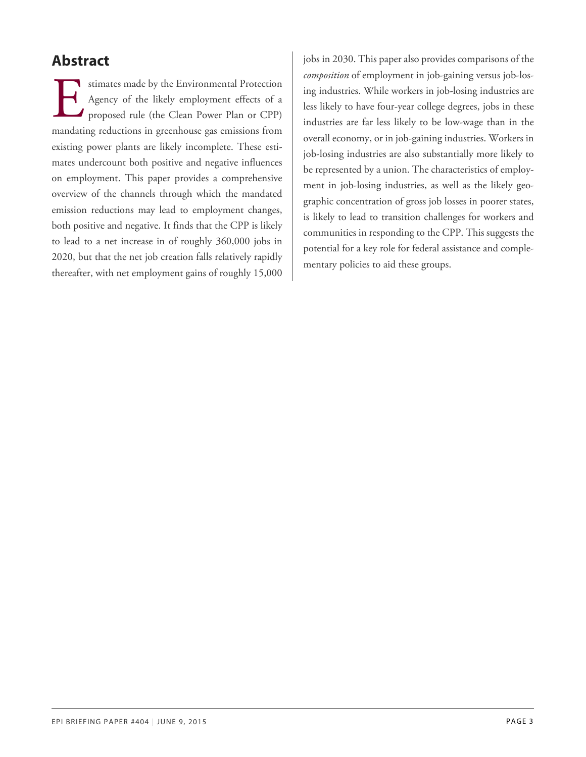## Abstract

Estimates made by the Environmental Protection Agency of the likely employment effects of a proposed rule (the Clean Power Plan or CPP) mandating reductions in greenhouse gas emissions from existing power plants are likely incomplete. These estimates undercount both positive and negative influences on employment. This paper provides a comprehensive overview of the channels through which the mandated emission reductions may lead to employment changes, both positive and negative. It finds that the CPP is likely to lead to a net increase in of roughly 360,000 jobs in 2020, but that the net job creation falls relatively rapidly thereafter, with net employment gains of roughly 15,000 jobs in 2030. This paper also provides comparisons of the *composition* of employment in job-gaining versus job-losing industries. While workers in job-losing industries are less likely to have four-year college degrees, jobs in these industries are far less likely to be low-wage than in the overall economy, or in job-gaining industries. Workers in job-losing industries are also substantially more likely to be represented by a union. The characteristics of employment in job-losing industries, as well as the likely geographic concentration of gross job losses in poorer states, is likely to lead to transition challenges for workers and communities in responding to the CPP. This suggests the potential for a key role for federal assistance and complementary policies to aid these groups.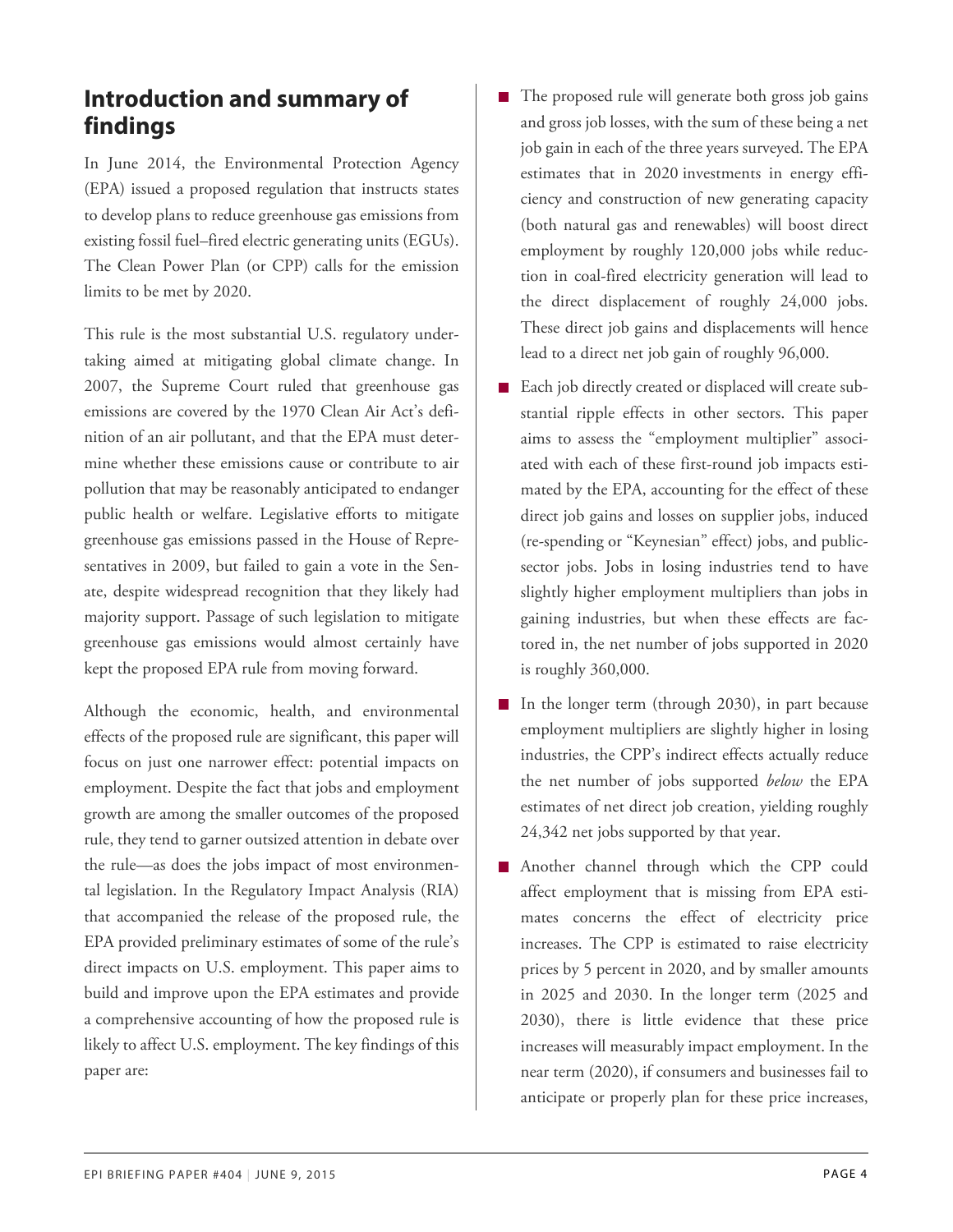## Introduction and summary of findings

In June 2014, the Environmental Protection Agency (EPA) issued a proposed regulation that instructs states to develop plans to reduce greenhouse gas emissions from existing fossil fuel–fired electric generating units (EGUs). The Clean Power Plan (or CPP) calls for the emission limits to be met by 2020.

This rule is the most substantial U.S. regulatory undertaking aimed at mitigating global climate change. In 2007, the Supreme Court ruled that greenhouse gas emissions are covered by the 1970 Clean Air Act's definition of an air pollutant, and that the EPA must determine whether these emissions cause or contribute to air pollution that may be reasonably anticipated to endanger public health or welfare. Legislative efforts to mitigate greenhouse gas emissions passed in the House of Representatives in 2009, but failed to gain a vote in the Senate, despite widespread recognition that they likely had majority support. Passage of such legislation to mitigate greenhouse gas emissions would almost certainly have kept the proposed EPA rule from moving forward.

Although the economic, health, and environmental effects of the proposed rule are significant, this paper will focus on just one narrower effect: potential impacts on employment. Despite the fact that jobs and employment growth are among the smaller outcomes of the proposed rule, they tend to garner outsized attention in debate over the rule—as does the jobs impact of most environmental legislation. In the Regulatory Impact Analysis (RIA) that accompanied the release of the proposed rule, the EPA provided preliminary estimates of some of the rule's direct impacts on U.S. employment. This paper aims to build and improve upon the EPA estimates and provide a comprehensive accounting of how the proposed rule is likely to affect U.S. employment. The key findings of this paper are:

- The proposed rule will generate both gross job gains and gross job losses, with the sum of these being a net job gain in each of the three years surveyed. The EPA estimates that in 2020 investments in energy efficiency and construction of new generating capacity (both natural gas and renewables) will boost direct employment by roughly 120,000 jobs while reduction in coal-fired electricity generation will lead to the direct displacement of roughly 24,000 jobs. These direct job gains and displacements will hence lead to a direct net job gain of roughly 96,000.
- Each job directly created or displaced will create substantial ripple effects in other sectors. This paper aims to assess the "employment multiplier" associated with each of these first-round job impacts estimated by the EPA, accounting for the effect of these direct job gains and losses on supplier jobs, induced (re-spending or "Keynesian" effect) jobs, and public-sector jobs. Jobs in losing industries tend to have slightly higher employment multipliers than jobs in gaining industries, but when these effects are factored in, the net number of jobs supported in 2020 is roughly 360,000.
- In the longer term (through 2030), in part because employment multipliers are slightly higher in losing industries, the CPP's indirect effects actually reduce the net number of jobs supported *below* the EPA estimates of net direct job creation, yielding roughly 24,342 net jobs supported by that year.
- Another channel through which the CPP could affect employment that is missing from EPA estimates concerns the effect of electricity price increases. The CPP is estimated to raise electricity prices by 5 percent in 2020, and by smaller amounts in 2025 and 2030. In the longer term (2025 and 2030), there is little evidence that these price increases will measurably impact employment. In the near term (2020), if consumers and businesses fail to anticipate or properly plan for these price increases,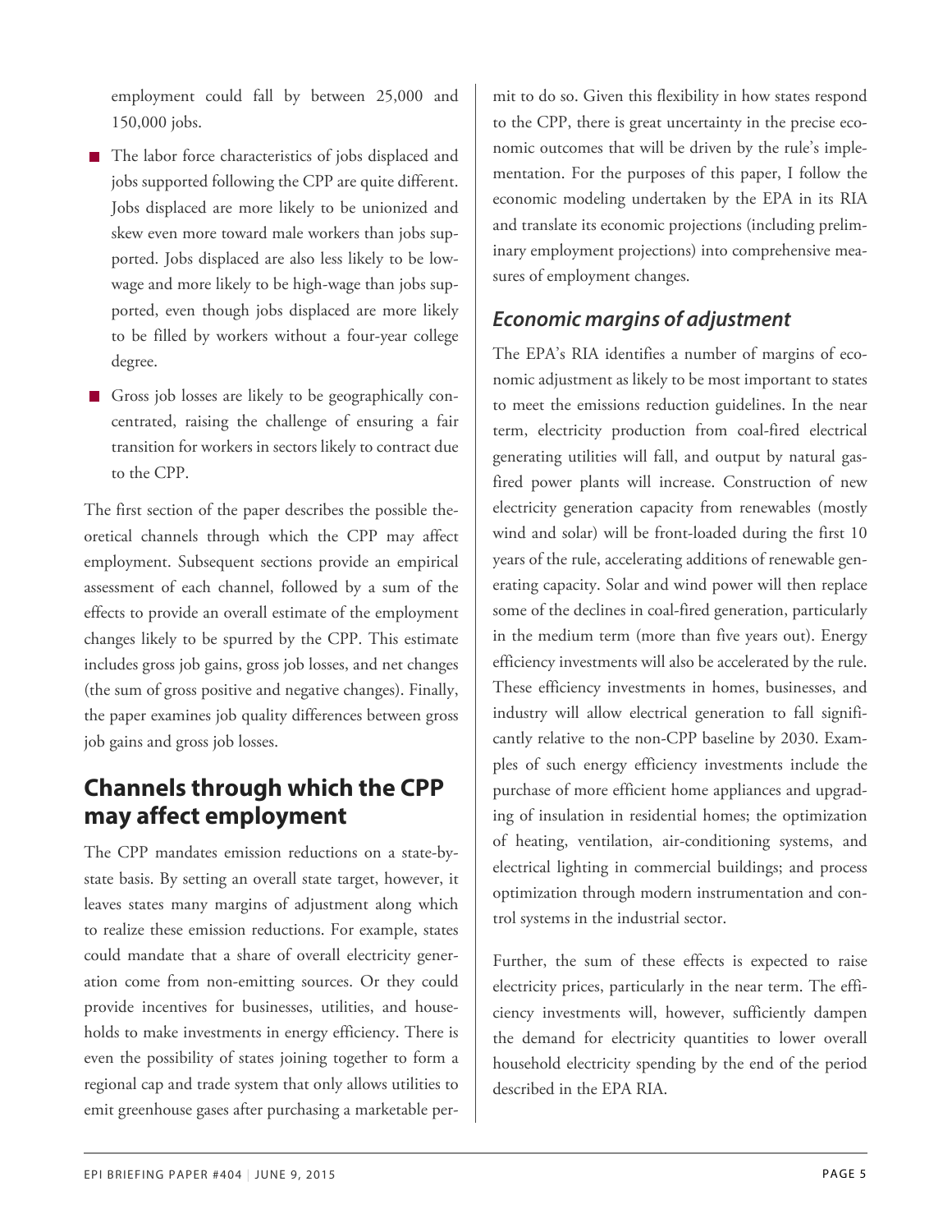employment could fall by between 25,000 and 150,000 jobs.

- The labor force characteristics of jobs displaced and jobs supported following the CPP are quite different. Jobs displaced are more likely to be unionized and skew even more toward male workers than jobs supported. Jobs displaced are also less likely to be low-wage and more likely to be high-wage than jobs supported, even though jobs displaced are more likely to be filled by workers without a four-year college degree.
- Gross job losses are likely to be geographically concentrated, raising the challenge of ensuring a fair transition for workers in sectors likely to contract due to the CPP.

The first section of the paper describes the possible theoretical channels through which the CPP may affect employment. Subsequent sections provide an empirical assessment of each channel, followed by a sum of the effects to provide an overall estimate of the employment changes likely to be spurred by the CPP. This estimate includes gross job gains, gross job losses, and net changes (the sum of gross positive and negative changes). Finally, the paper examines job quality differences between gross job gains and gross job losses.

## Channels through which the CPP may affect employment

The CPP mandates emission reductions on a state-by-state basis. By setting an overall state target, however, it leaves states many margins of adjustment along which to realize these emission reductions. For example, states could mandate that a share of overall electricity generation come from non-emitting sources. Or they could provide incentives for businesses, utilities, and households to make investments in energy efficiency. There is even the possibility of states joining together to form a regional cap and trade system that only allows utilities to emit greenhouse gases after purchasing a marketable permit to do so. Given this flexibility in how states respond to the CPP, there is great uncertainty in the precise economic outcomes that will be driven by the rule's implementation. For the purposes of this paper, I follow the economic modeling undertaken by the EPA in its RIA and translate its economic projections (including preliminary employment projections) into comprehensive measures of employment changes.

### *Economic margins of adjustment*

The EPA's RIA identifies a number of margins of economic adjustment as likely to be most important to states to meet the emissions reduction guidelines. In the near term, electricity production from coal-fired electrical generating utilities will fall, and output by natural gas-fired power plants will increase. Construction of new electricity generation capacity from renewables (mostly wind and solar) will be front-loaded during the first 10 years of the rule, accelerating additions of renewable generating capacity. Solar and wind power will then replace some of the declines in coal-fired generation, particularly in the medium term (more than five years out). Energy efficiency investments will also be accelerated by the rule. These efficiency investments in homes, businesses, and industry will allow electrical generation to fall significantly relative to the non-CPP baseline by 2030. Examples of such energy efficiency investments include the purchase of more efficient home appliances and upgrading of insulation in residential homes; the optimization of heating, ventilation, air-conditioning systems, and electrical lighting in commercial buildings; and process optimization through modern instrumentation and control systems in the industrial sector.

Further, the sum of these effects is expected to raise electricity prices, particularly in the near term. The efficiency investments will, however, sufficiently dampen the demand for electricity quantities to lower overall household electricity spending by the end of the period described in the EPA RIA.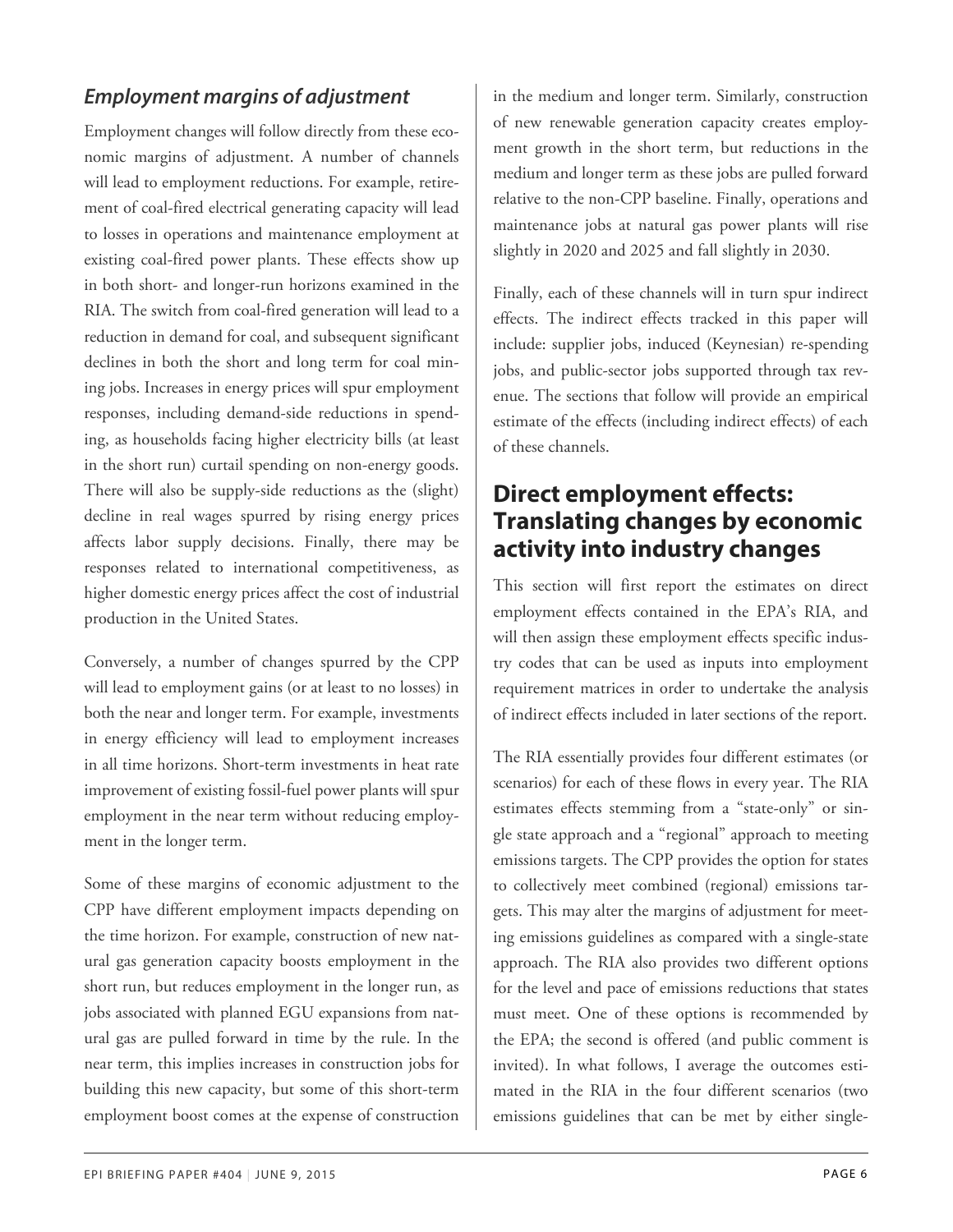### *Employment margins of adjustment*

Employment changes will follow directly from these economic margins of adjustment. A number of channels will lead to employment reductions. For example, retirement of coal-fired electrical generating capacity will lead to losses in operations and maintenance employment at existing coal-fired power plants. These effects show up in both short- and longer-run horizons examined in the RIA. The switch from coal-fired generation will lead to a reduction in demand for coal, and subsequent significant declines in both the short and long term for coal mining jobs. Increases in energy prices will spur employment responses, including demand-side reductions in spending, as households facing higher electricity bills (at least in the short run) curtail spending on non-energy goods. There will also be supply-side reductions as the (slight) decline in real wages spurred by rising energy prices affects labor supply decisions. Finally, there may be responses related to international competitiveness, as higher domestic energy prices affect the cost of industrial production in the United States.

Conversely, a number of changes spurred by the CPP will lead to employment gains (or at least to no losses) in both the near and longer term. For example, investments in energy efficiency will lead to employment increases in all time horizons. Short-term investments in heat rate improvement of existing fossil-fuel power plants will spur employment in the near term without reducing employment in the longer term.

Some of these margins of economic adjustment to the CPP have different employment impacts depending on the time horizon. For example, construction of new natural gas generation capacity boosts employment in the short run, but reduces employment in the longer run, as jobs associated with planned EGU expansions from natural gas are pulled forward in time by the rule. In the near term, this implies increases in construction jobs for building this new capacity, but some of this short-term employment boost comes at the expense of construction in the medium and longer term. Similarly, construction of new renewable generation capacity creates employment growth in the short term, but reductions in the medium and longer term as these jobs are pulled forward relative to the non-CPP baseline. Finally, operations and maintenance jobs at natural gas power plants will rise slightly in 2020 and 2025 and fall slightly in 2030.

Finally, each of these channels will in turn spur indirect effects. The indirect effects tracked in this paper will include: supplier jobs, induced (Keynesian) re-spending jobs, and public-sector jobs supported through tax revenue. The sections that follow will provide an empirical estimate of the effects (including indirect effects) of each of these channels.

## Direct employment effects: Translating changes by economic activity into industry changes

This section will first report the estimates on direct employment effects contained in the EPA's RIA, and will then assign these employment effects specific industry codes that can be used as inputs into employment requirement matrices in order to undertake the analysis of indirect effects included in later sections of the report.

The RIA essentially provides four different estimates (or scenarios) for each of these flows in every year. The RIA estimates effects stemming from a "state-only" or single state approach and a "regional" approach to meeting emissions targets. The CPP provides the option for states to collectively meet combined (regional) emissions targets. This may alter the margins of adjustment for meeting emissions guidelines as compared with a single-state approach. The RIA also provides two different options for the level and pace of emissions reductions that states must meet. One of these options is recommended by the EPA; the second is offered (and public comment is invited). In what follows, I average the outcomes estimated in the RIA in the four different scenarios (two emissions guidelines that can be met by either single-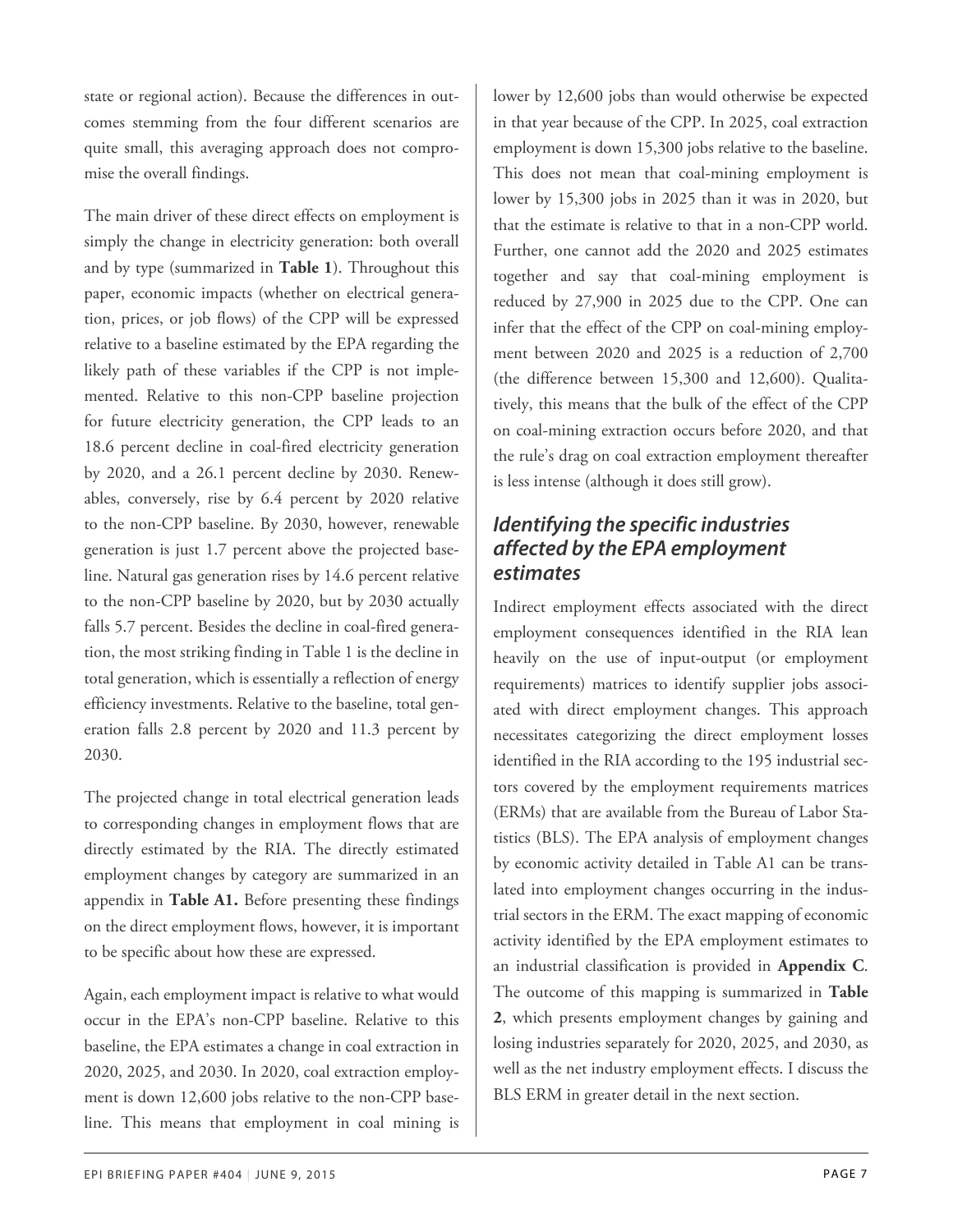state or regional action). Because the differences in outcomes stemming from the four different scenarios are quite small, this averaging approach does not compromise the overall findings.

The main driver of these direct effects on employment is simply the change in electricity generation: both overall and by type (summarized in **Table 1**). Throughout this paper, economic impacts (whether on electrical generation, prices, or job flows) of the CPP will be expressed relative to a baseline estimated by the EPA regarding the likely path of these variables if the CPP is not implemented. Relative to this non-CPP baseline projection for future electricity generation, the CPP leads to an 18.6 percent decline in coal-fired electricity generation by 2020, and a 26.1 percent decline by 2030. Renewables, conversely, rise by 6.4 percent by 2020 relative to the non-CPP baseline. By 2030, however, renewable generation is just 1.7 percent above the projected baseline. Natural gas generation rises by 14.6 percent relative to the non-CPP baseline by 2020, but by 2030 actually falls 5.7 percent. Besides the decline in coal-fired generation, the most striking finding in Table 1 is the decline in total generation, which is essentially a reflection of energy efficiency investments. Relative to the baseline, total generation falls 2.8 percent by 2020 and 11.3 percent by 2030.

The projected change in total electrical generation leads to corresponding changes in employment flows that are directly estimated by the RIA. The directly estimated employment changes by category are summarized in an appendix in **Table A1.** Before presenting these findings on the direct employment flows, however, it is important to be specific about how these are expressed.

Again, each employment impact is relative to what would occur in the EPA's non-CPP baseline. Relative to this baseline, the EPA estimates a change in coal extraction in 2020, 2025, and 2030. In 2020, coal extraction employment is down 12,600 jobs relative to the non-CPP baseline. This means that employment in coal mining is lower by 12,600 jobs than would otherwise be expected in that year because of the CPP. In 2025, coal extraction employment is down 15,300 jobs relative to the baseline. This does not mean that coal-mining employment is lower by 15,300 jobs in 2025 than it was in 2020, but that the estimate is relative to that in a non-CPP world. Further, one cannot add the 2020 and 2025 estimates together and say that coal-mining employment is reduced by 27,900 in 2025 due to the CPP. One can infer that the effect of the CPP on coal-mining employment between 2020 and 2025 is a reduction of 2,700 (the difference between 15,300 and 12,600). Qualitatively, this means that the bulk of the effect of the CPP on coal-mining extraction occurs before 2020, and that the rule's drag on coal extraction employment thereafter is less intense (although it does still grow).

### *Identifying the specific industries affected by the EPA employment estimates*

Indirect employment effects associated with the direct employment consequences identified in the RIA lean heavily on the use of input-output (or employment requirements) matrices to identify supplier jobs associated with direct employment changes. This approach necessitates categorizing the direct employment losses identified in the RIA according to the 195 industrial sectors covered by the employment requirements matrices (ERMs) that are available from the Bureau of Labor Statistics (BLS). The EPA analysis of employment changes by economic activity detailed in Table A1 can be translated into employment changes occurring in the industrial sectors in the ERM. The exact mapping of economic activity identified by the EPA employment estimates to an industrial classification is provided in **Appendix C**. The outcome of this mapping is summarized in **Table 2**, which presents employment changes by gaining and losing industries separately for 2020, 2025, and 2030, as well as the net industry employment effects. I discuss the BLS ERM in greater detail in the next section.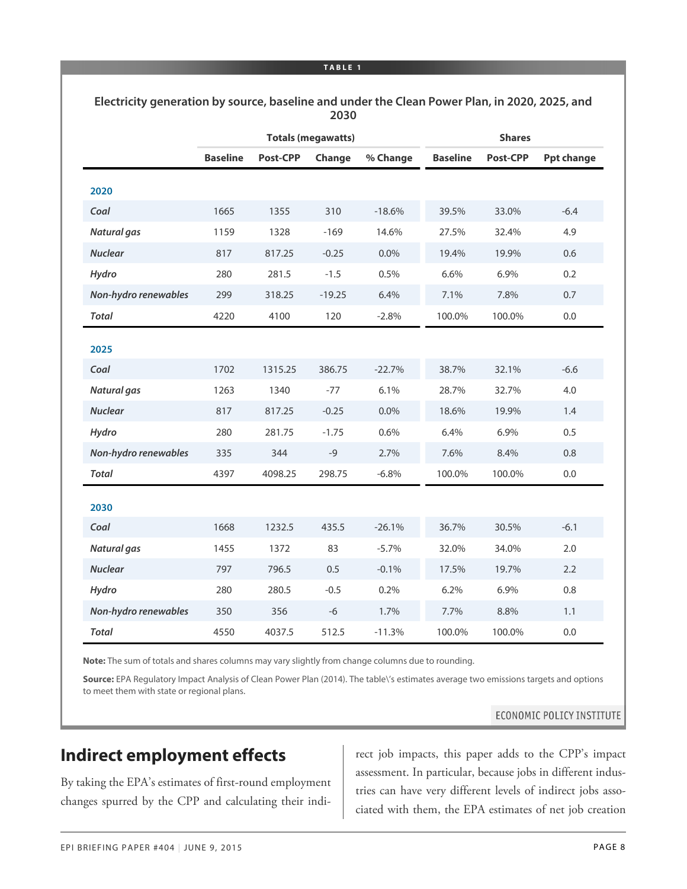**TABLE 1**

**Electricity generation by source, baseline and under the Clean Power Plan, in 2020, 2025, and 2030**

| | Totals (megawatts) | | | | Shares | | |
|---|---|---|---|---|---|---|---|
| | **Baseline** | **Post-CPP** | **Change** | **% Change** | **Baseline** | **Post-CPP** | **Ppt change** |
| **2020** | | | | | | | |
| *Coal* | 1665 | 1355 | 310 | -18.6% | 39.5% | 33.0% | -6.4 |
| *Natural gas* | 1159 | 1328 | -169 | 14.6% | 27.5% | 32.4% | 4.9 |
| *Nuclear* | 817 | 817.25 | -0.25 | 0.0% | 19.4% | 19.9% | 0.6 |
| *Hydro* | 280 | 281.5 | -1.5 | 0.5% | 6.6% | 6.9% | 0.2 |
| *Non-hydro renewables* | 299 | 318.25 | -19.25 | 6.4% | 7.1% | 7.8% | 0.7 |
| *Total* | 4220 | 4100 | 120 | -2.8% | 100.0% | 100.0% | 0.0 |
| **2025** | | | | | | | |
| *Coal* | 1702 | 1315.25 | 386.75 | -22.7% | 38.7% | 32.1% | -6.6 |
| *Natural gas* | 1263 | 1340 | -77 | 6.1% | 28.7% | 32.7% | 4.0 |
| *Nuclear* | 817 | 817.25 | -0.25 | 0.0% | 18.6% | 19.9% | 1.4 |
| *Hydro* | 280 | 281.75 | -1.75 | 0.6% | 6.4% | 6.9% | 0.5 |
| *Non-hydro renewables* | 335 | 344 | -9 | 2.7% | 7.6% | 8.4% | 0.8 |
| *Total* | 4397 | 4098.25 | 298.75 | -6.8% | 100.0% | 100.0% | 0.0 |
| **2030** | | | | | | | |
| *Coal* | 1668 | 1232.5 | 435.5 | -26.1% | 36.7% | 30.5% | -6.1 |
| *Natural gas* | 1455 | 1372 | 83 | -5.7% | 32.0% | 34.0% | 2.0 |
| *Nuclear* | 797 | 796.5 | 0.5 | -0.1% | 17.5% | 19.7% | 2.2 |
| *Hydro* | 280 | 280.5 | -0.5 | 0.2% | 6.2% | 6.9% | 0.8 |
| *Non-hydro renewables* | 350 | 356 | -6 | 1.7% | 7.7% | 8.8% | 1.1 |
| *Total* | 4550 | 4037.5 | 512.5 | -11.3% | 100.0% | 100.0% | 0.0 |

**Note:** The sum of totals and shares columns may vary slightly from change columns due to rounding.

**Source:** EPA Regulatory Impact Analysis of Clean Power Plan (2014). The table\'s estimates average two emissions targets and options to meet them with state or regional plans.

ECONOMIC POLICY INSTITUTE

## Indirect employment effects

By taking the EPA's estimates of first-round employment changes spurred by the CPP and calculating their indirect job impacts, this paper adds to the CPP's impact assessment. In particular, because jobs in different industries can have very different levels of indirect jobs associated with them, the EPA estimates of net job creation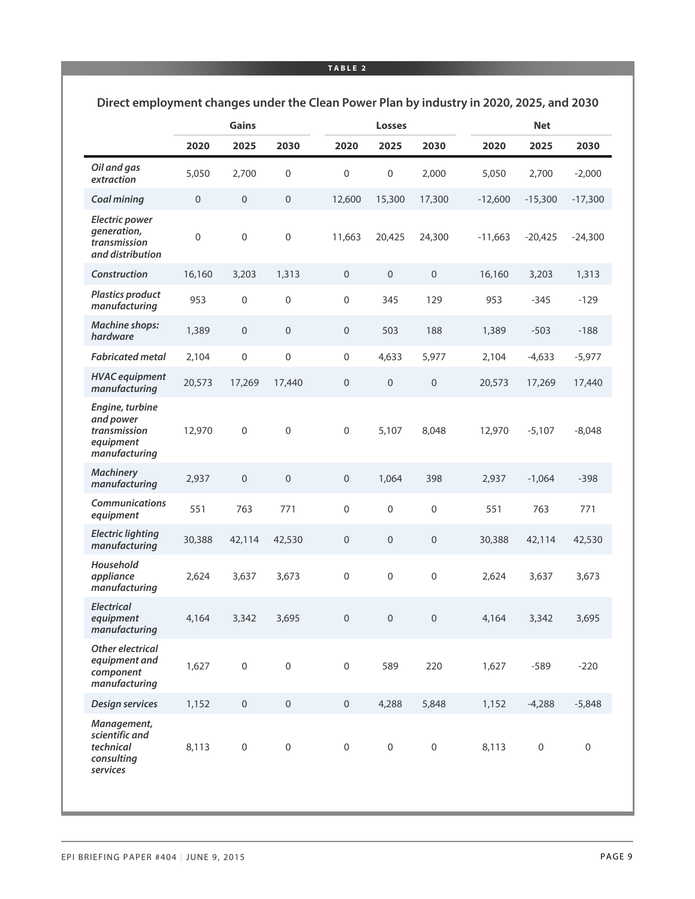TABLE 2

## Direct employment changes under the Clean Power Plan by industry in 2020, 2025, and 2030

| | Gains | | | Losses | | | Net | | |
|---|---|---|---|---|---|---|---|---|---|
| | 2020 | 2025 | 2030 | 2020 | 2025 | 2030 | 2020 | 2025 | 2030 |
| *Oil and gas extraction* | 5,050 | 2,700 | 0 | 0 | 0 | 2,000 | 5,050 | 2,700 | -2,000 |
| *Coal mining* | 0 | 0 | 0 | 12,600 | 15,300 | 17,300 | -12,600 | -15,300 | -17,300 |
| *Electric power generation, transmission and distribution* | 0 | 0 | 0 | 11,663 | 20,425 | 24,300 | -11,663 | -20,425 | -24,300 |
| *Construction* | 16,160 | 3,203 | 1,313 | 0 | 0 | 0 | 16,160 | 3,203 | 1,313 |
| *Plastics product manufacturing* | 953 | 0 | 0 | 0 | 345 | 129 | 953 | -345 | -129 |
| *Machine shops: hardware* | 1,389 | 0 | 0 | 0 | 503 | 188 | 1,389 | -503 | -188 |
| *Fabricated metal* | 2,104 | 0 | 0 | 0 | 4,633 | 5,977 | 2,104 | -4,633 | -5,977 |
| *HVAC equipment manufacturing* | 20,573 | 17,269 | 17,440 | 0 | 0 | 0 | 20,573 | 17,269 | 17,440 |
| *Engine, turbine and power transmission equipment manufacturing* | 12,970 | 0 | 0 | 0 | 5,107 | 8,048 | 12,970 | -5,107 | -8,048 |
| *Machinery manufacturing* | 2,937 | 0 | 0 | 0 | 1,064 | 398 | 2,937 | -1,064 | -398 |
| *Communications equipment* | 551 | 763 | 771 | 0 | 0 | 0 | 551 | 763 | 771 |
| *Electric lighting manufacturing* | 30,388 | 42,114 | 42,530 | 0 | 0 | 0 | 30,388 | 42,114 | 42,530 |
| *Household appliance manufacturing* | 2,624 | 3,637 | 3,673 | 0 | 0 | 0 | 2,624 | 3,637 | 3,673 |
| *Electrical equipment manufacturing* | 4,164 | 3,342 | 3,695 | 0 | 0 | 0 | 4,164 | 3,342 | 3,695 |
| *Other electrical equipment and component manufacturing* | 1,627 | 0 | 0 | 0 | 589 | 220 | 1,627 | -589 | -220 |
| *Design services* | 1,152 | 0 | 0 | 0 | 4,288 | 5,848 | 1,152 | -4,288 | -5,848 |
| *Management, scientific and technical consulting services* | 8,113 | 0 | 0 | 0 | 0 | 0 | 8,113 | 0 | 0 |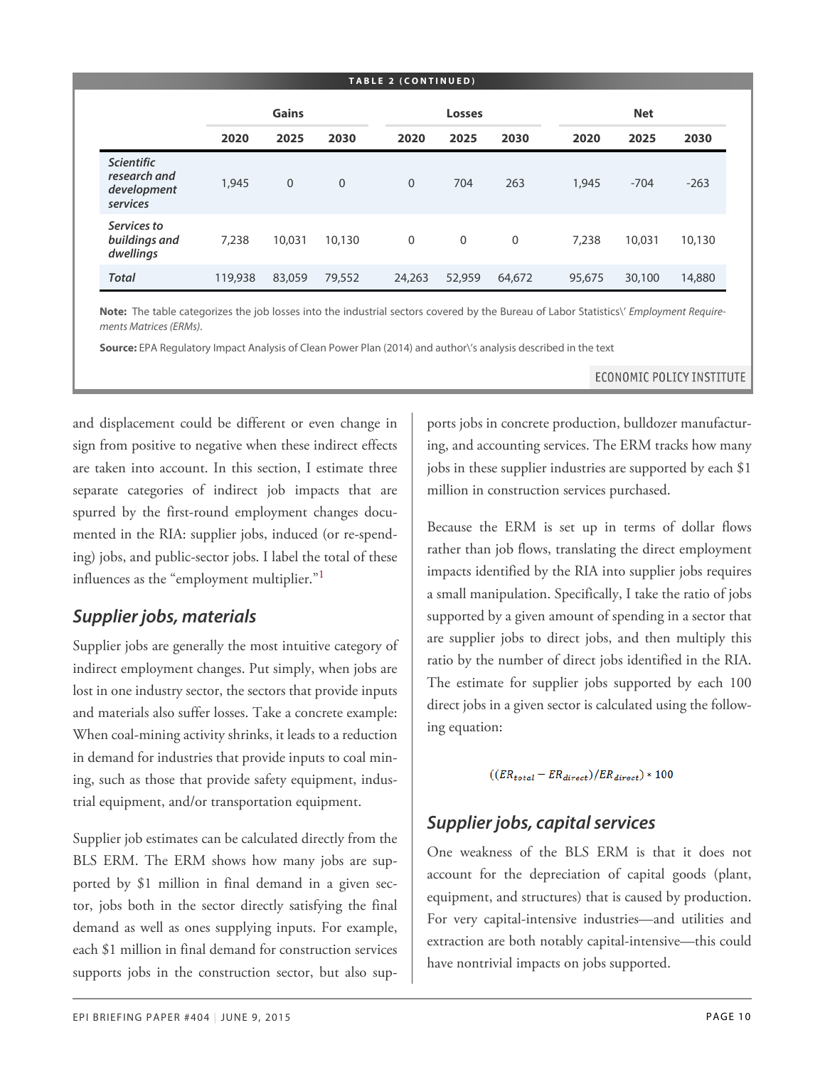**TABLE 2 (CONTINUED)**

| | Gains | | | Losses | | | Net | | |
|---|---|---|---|---|---|---|---|---|---|
| | 2020 | 2025 | 2030 | 2020 | 2025 | 2030 | 2020 | 2025 | 2030 |
| *Scientific research and development services* | 1,945 | 0 | 0 | 0 | 704 | 263 | 1,945 | -704 | -263 |
| *Services to buildings and dwellings* | 7,238 | 10,031 | 10,130 | 0 | 0 | 0 | 7,238 | 10,031 | 10,130 |
| ***Total*** | 119,938 | 83,059 | 79,552 | 24,263 | 52,959 | 64,672 | 95,675 | 30,100 | 14,880 |

**Note:** The table categorizes the job losses into the industrial sectors covered by the Bureau of Labor Statistics' *Employment Requirements Matrices (ERMs)*.

**Source:** EPA Regulatory Impact Analysis of Clean Power Plan (2014) and author's analysis described in the text

ECONOMIC POLICY INSTITUTE

and displacement could be different or even change in sign from positive to negative when these indirect effects are taken into account. In this section, I estimate three separate categories of indirect job impacts that are spurred by the first-round employment changes documented in the RIA: supplier jobs, induced (or re-spending) jobs, and public-sector jobs. I label the total of these influences as the "employment multiplier."[1]

## Supplier jobs, materials

Supplier jobs are generally the most intuitive category of indirect employment changes. Put simply, when jobs are lost in one industry sector, the sectors that provide inputs and materials also suffer losses. Take a concrete example: When coal-mining activity shrinks, it leads to a reduction in demand for industries that provide inputs to coal mining, such as those that provide safety equipment, industrial equipment, and/or transportation equipment.

Supplier job estimates can be calculated directly from the BLS ERM. The ERM shows how many jobs are supported by $1 million in final demand in a given sector, jobs both in the sector directly satisfying the final demand as well as ones supplying inputs. For example, each $1 million in final demand for construction services supports jobs in the construction sector, but also supports jobs in concrete production, bulldozer manufacturing, and accounting services. The ERM tracks how many jobs in these supplier industries are supported by each $1 million in construction services purchased.

Because the ERM is set up in terms of dollar flows rather than job flows, translating the direct employment impacts identified by the RIA into supplier jobs requires a small manipulation. Specifically, I take the ratio of jobs supported by a given amount of spending in a sector that are supplier jobs to direct jobs, and then multiply this ratio by the number of direct jobs identified in the RIA. The estimate for supplier jobs supported by each 100 direct jobs in a given sector is calculated using the following equation:

$$((ER_{total} - ER_{direct})/ER_{direct}) * 100$$

## Supplier jobs, capital services

One weakness of the BLS ERM is that it does not account for the depreciation of capital goods (plant, equipment, and structures) that is caused by production. For very capital-intensive industries—and utilities and extraction are both notably capital-intensive—this could have nontrivial impacts on jobs supported.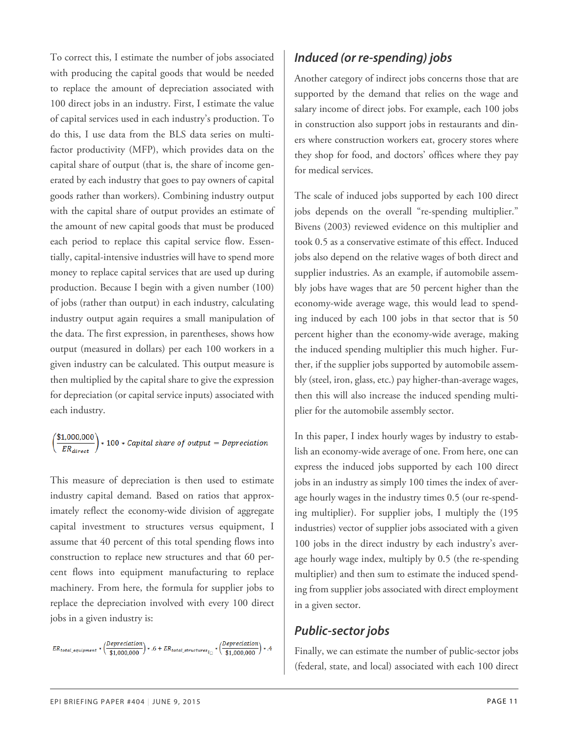To correct this, I estimate the number of jobs associated with producing the capital goods that would be needed to replace the amount of depreciation associated with 100 direct jobs in an industry. First, I estimate the value of capital services used in each industry's production. To do this, I use data from the BLS data series on multifactor productivity (MFP), which provides data on the capital share of output (that is, the share of income generated by each industry that goes to pay owners of capital goods rather than workers). Combining industry output with the capital share of output provides an estimate of the amount of new capital goods that must be produced each period to replace this capital service flow. Essentially, capital-intensive industries will have to spend more money to replace capital services that are used up during production. Because I begin with a given number (100) of jobs (rather than output) in each industry, calculating industry output again requires a small manipulation of the data. The first expression, in parentheses, shows how output (measured in dollars) per each 100 workers in a given industry can be calculated. This output measure is then multiplied by the capital share to give the expression for depreciation (or capital service inputs) associated with each industry.

$$\left(\frac{\$1{,}000{,}000}{ER_{direct}}\right) * 100 * \textit{Capital share of output} = \textit{Depreciation}$$

This measure of depreciation is then used to estimate industry capital demand. Based on ratios that approximately reflect the economy-wide division of aggregate capital investment to structures versus equipment, I assume that 40 percent of this total spending flows into construction to replace new structures and that 60 percent flows into equipment manufacturing to replace machinery. From here, the formula for supplier jobs to replace the depreciation involved with every 100 direct jobs in a given industry is:

$$ER_{total\_equipment} * \left(\frac{Depreciation}{\$1{,}000{,}000}\right) * .6 + ER_{total\_structures_{i}} * \left(\frac{Depreciation}{\$1{,}000{,}000}\right) * .4$$

## Induced (or re-spending) jobs

Another category of indirect jobs concerns those that are supported by the demand that relies on the wage and salary income of direct jobs. For example, each 100 jobs in construction also support jobs in restaurants and diners where construction workers eat, grocery stores where they shop for food, and doctors' offices where they pay for medical services.

The scale of induced jobs supported by each 100 direct jobs depends on the overall "re-spending multiplier." Bivens (2003) reviewed evidence on this multiplier and took 0.5 as a conservative estimate of this effect. Induced jobs also depend on the relative wages of both direct and supplier industries. As an example, if automobile assembly jobs have wages that are 50 percent higher than the economy-wide average wage, this would lead to spending induced by each 100 jobs in that sector that is 50 percent higher than the economy-wide average, making the induced spending multiplier this much higher. Further, if the supplier jobs supported by automobile assembly (steel, iron, glass, etc.) pay higher-than-average wages, then this will also increase the induced spending multiplier for the automobile assembly sector.

In this paper, I index hourly wages by industry to establish an economy-wide average of one. From here, one can express the induced jobs supported by each 100 direct jobs in an industry as simply 100 times the index of average hourly wages in the industry times 0.5 (our re-spending multiplier). For supplier jobs, I multiply the (195 industries) vector of supplier jobs associated with a given 100 jobs in the direct industry by each industry's average hourly wage index, multiply by 0.5 (the re-spending multiplier) and then sum to estimate the induced spending from supplier jobs associated with direct employment in a given sector.

## Public-sector jobs

Finally, we can estimate the number of public-sector jobs (federal, state, and local) associated with each 100 direct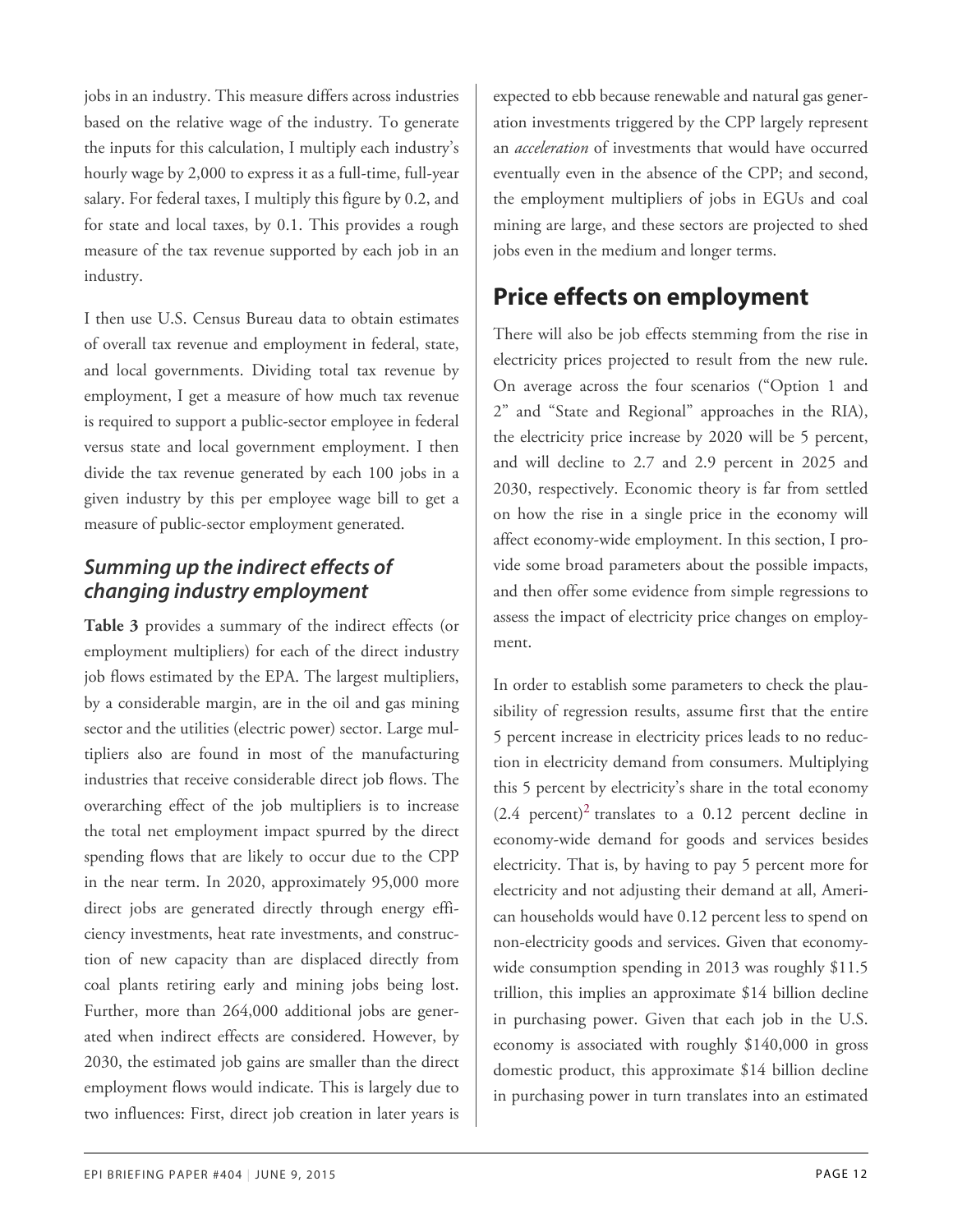jobs in an industry. This measure differs across industries based on the relative wage of the industry. To generate the inputs for this calculation, I multiply each industry's hourly wage by 2,000 to express it as a full-time, full-year salary. For federal taxes, I multiply this figure by 0.2, and for state and local taxes, by 0.1. This provides a rough measure of the tax revenue supported by each job in an industry.

I then use U.S. Census Bureau data to obtain estimates of overall tax revenue and employment in federal, state, and local governments. Dividing total tax revenue by employment, I get a measure of how much tax revenue is required to support a public-sector employee in federal versus state and local government employment. I then divide the tax revenue generated by each 100 jobs in a given industry by this per employee wage bill to get a measure of public-sector employment generated.

### *Summing up the indirect effects of changing industry employment*

**Table 3** provides a summary of the indirect effects (or employment multipliers) for each of the direct industry job flows estimated by the EPA. The largest multipliers, by a considerable margin, are in the oil and gas mining sector and the utilities (electric power) sector. Large multipliers also are found in most of the manufacturing industries that receive considerable direct job flows. The overarching effect of the job multipliers is to increase the total net employment impact spurred by the direct spending flows that are likely to occur due to the CPP in the near term. In 2020, approximately 95,000 more direct jobs are generated directly through energy efficiency investments, heat rate investments, and construction of new capacity than are displaced directly from coal plants retiring early and mining jobs being lost. Further, more than 264,000 additional jobs are generated when indirect effects are considered. However, by 2030, the estimated job gains are smaller than the direct employment flows would indicate. This is largely due to two influences: First, direct job creation in later years is expected to ebb because renewable and natural gas generation investments triggered by the CPP largely represent an *acceleration* of investments that would have occurred eventually even in the absence of the CPP; and second, the employment multipliers of jobs in EGUs and coal mining are large, and these sectors are projected to shed jobs even in the medium and longer terms.

## Price effects on employment

There will also be job effects stemming from the rise in electricity prices projected to result from the new rule. On average across the four scenarios ("Option 1 and 2" and "State and Regional" approaches in the RIA), the electricity price increase by 2020 will be 5 percent, and will decline to 2.7 and 2.9 percent in 2025 and 2030, respectively. Economic theory is far from settled on how the rise in a single price in the economy will affect economy-wide employment. In this section, I provide some broad parameters about the possible impacts, and then offer some evidence from simple regressions to assess the impact of electricity price changes on employment.

In order to establish some parameters to check the plausibility of regression results, assume first that the entire 5 percent increase in electricity prices leads to no reduction in electricity demand from consumers. Multiplying this 5 percent by electricity's share in the total economy (2.4 percent)[2] translates to a 0.12 percent decline in economy-wide demand for goods and services besides electricity. That is, by having to pay 5 percent more for electricity and not adjusting their demand at all, American households would have 0.12 percent less to spend on non-electricity goods and services. Given that economy-wide consumption spending in 2013 was roughly $11.5 trillion, this implies an approximate $14 billion decline in purchasing power. Given that each job in the U.S. economy is associated with roughly $140,000 in gross domestic product, this approximate $14 billion decline in purchasing power in turn translates into an estimated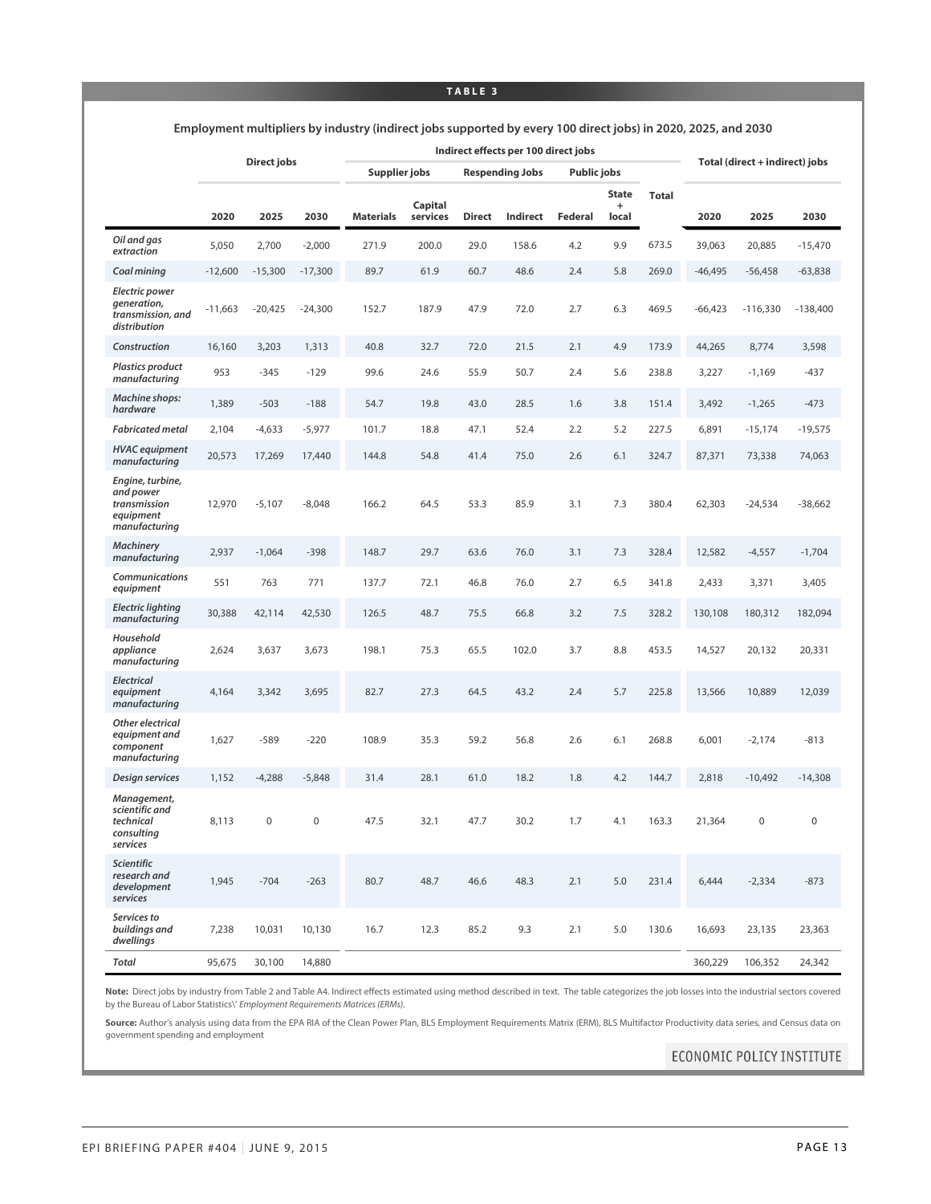**TABLE 3**

**Employment multipliers by industry (indirect jobs supported by every 100 direct jobs) in 2020, 2025, and 2030**

| | Direct jobs | | | Indirect effects per 100 direct jobs | | | | | | | Total (direct + indirect) jobs | | |
|---|---|---|---|---|---|---|---|---|---|---|---|---|---|
| | | | | Supplier jobs | | Respending Jobs | | Public jobs | | Total | | | |
| | 2020 | 2025 | 2030 | Materials | Capital services | Direct | Indirect | Federal | State + local | | 2020 | 2025 | 2030 |
| *Oil and gas extraction* | 5,050 | 2,700 | -2,000 | 271.9 | 200.0 | 29.0 | 158.6 | 4.2 | 9.9 | 673.5 | 39,063 | 20,885 | -15,470 |
| *Coal mining* | -12,600 | -15,300 | -17,300 | 89.7 | 61.9 | 60.7 | 48.6 | 2.4 | 5.8 | 269.0 | -46,495 | -56,458 | -63,838 |
| *Electric power generation, transmission, and distribution* | -11,663 | -20,425 | -24,300 | 152.7 | 187.9 | 47.9 | 72.0 | 2.7 | 6.3 | 469.5 | -66,423 | -116,330 | -138,400 |
| *Construction* | 16,160 | 3,203 | 1,313 | 40.8 | 32.7 | 72.0 | 21.5 | 2.1 | 4.9 | 173.9 | 44,265 | 8,774 | 3,598 |
| *Plastics product manufacturing* | 953 | -345 | -129 | 99.6 | 24.6 | 55.9 | 50.7 | 2.4 | 5.6 | 238.8 | 3,227 | -1,169 | -437 |
| *Machine shops: hardware* | 1,389 | -503 | -188 | 54.7 | 19.8 | 43.0 | 28.5 | 1.6 | 3.8 | 151.4 | 3,492 | -1,265 | -473 |
| *Fabricated metal* | 2,104 | -4,633 | -5,977 | 101.7 | 18.8 | 47.1 | 52.4 | 2.2 | 5.2 | 227.5 | 6,891 | -15,174 | -19,575 |
| *HVAC equipment manufacturing* | 20,573 | 17,269 | 17,440 | 144.8 | 54.8 | 41.4 | 75.0 | 2.6 | 6.1 | 324.7 | 87,371 | 73,338 | 74,063 |
| *Engine, turbine, and power transmission equipment manufacturing* | 12,970 | -5,107 | -8,048 | 166.2 | 64.5 | 53.3 | 85.9 | 3.1 | 7.3 | 380.4 | 62,303 | -24,534 | -38,662 |
| *Machinery manufacturing* | 2,937 | -1,064 | -398 | 148.7 | 29.7 | 63.6 | 76.0 | 3.1 | 7.3 | 328.4 | 12,582 | -4,557 | -1,704 |
| *Communications equipment* | 551 | 763 | 771 | 137.7 | 72.1 | 46.8 | 76.0 | 2.7 | 6.5 | 341.8 | 2,433 | 3,371 | 3,405 |
| *Electric lighting manufacturing* | 30,388 | 42,114 | 42,530 | 126.5 | 48.7 | 75.5 | 66.8 | 3.2 | 7.5 | 328.2 | 130,108 | 180,312 | 182,094 |
| *Household appliance manufacturing* | 2,624 | 3,637 | 3,673 | 198.1 | 75.3 | 65.5 | 102.0 | 3.7 | 8.8 | 453.5 | 14,527 | 20,132 | 20,331 |
| *Electrical equipment manufacturing* | 4,164 | 3,342 | 3,695 | 82.7 | 27.3 | 64.5 | 43.2 | 2.4 | 5.7 | 225.8 | 13,566 | 10,889 | 12,039 |
| *Other electrical equipment and component manufacturing* | 1,627 | -589 | -220 | 108.9 | 35.3 | 59.2 | 56.8 | 2.6 | 6.1 | 268.8 | 6,001 | -2,174 | -813 |
| *Design services* | 1,152 | -4,288 | -5,848 | 31.4 | 28.1 | 61.0 | 18.2 | 1.8 | 4.2 | 144.7 | 2,818 | -10,492 | -14,308 |
| *Management, scientific and technical consulting services* | 8,113 | 0 | 0 | 47.5 | 32.1 | 47.7 | 30.2 | 1.7 | 4.1 | 163.3 | 21,364 | 0 | 0 |
| *Scientific research and development services* | 1,945 | -704 | -263 | 80.7 | 48.7 | 46.6 | 48.3 | 2.1 | 5.0 | 231.4 | 6,444 | -2,334 | -873 |
| *Services to buildings and dwellings* | 7,238 | 10,031 | 10,130 | 16.7 | 12.3 | 85.2 | 9.3 | 2.1 | 5.0 | 130.6 | 16,693 | 23,135 | 23,363 |
| *Total* | 95,675 | 30,100 | 14,880 | | | | | | | | 360,229 | 106,352 | 24,342 |

**Note:** Direct jobs by industry from Table 2 and Table A4. Indirect effects estimated using method described in text. The table categorizes the job losses into the industrial sectors covered by the Bureau of Labor Statistics\' *Employment Requirements Matrices (ERMs).*

**Source:** Author's analysis using data from the EPA RIA of the Clean Power Plan, BLS Employment Requirements Matrix (ERM), BLS Multifactor Productivity data series, and Census data on government spending and employment

ECONOMIC POLICY INSTITUTE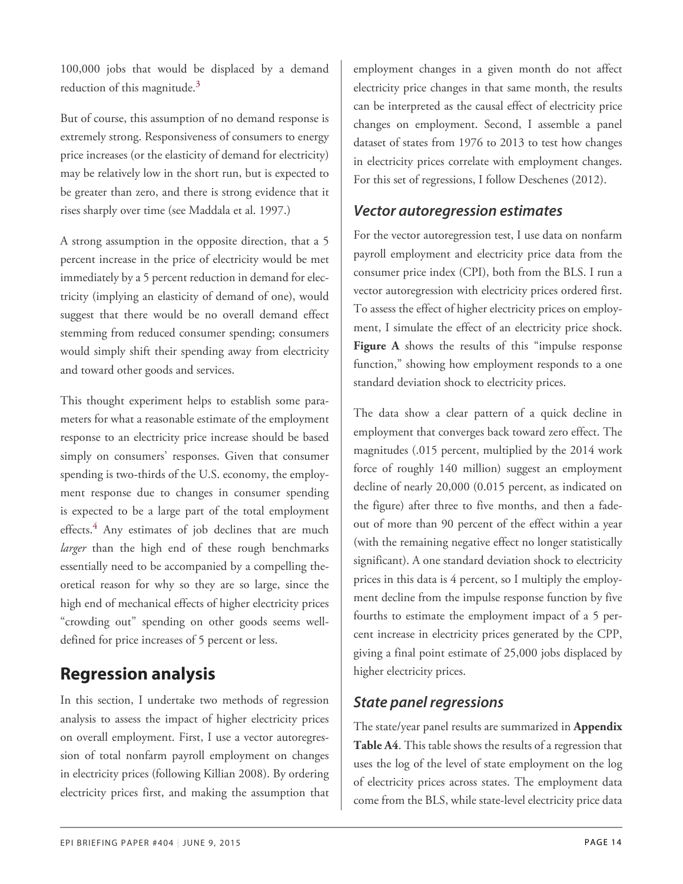100,000 jobs that would be displaced by a demand reduction of this magnitude.[3]

But of course, this assumption of no demand response is extremely strong. Responsiveness of consumers to energy price increases (or the elasticity of demand for electricity) may be relatively low in the short run, but is expected to be greater than zero, and there is strong evidence that it rises sharply over time (see Maddala et al. 1997.)

A strong assumption in the opposite direction, that a 5 percent increase in the price of electricity would be met immediately by a 5 percent reduction in demand for electricity (implying an elasticity of demand of one), would suggest that there would be no overall demand effect stemming from reduced consumer spending; consumers would simply shift their spending away from electricity and toward other goods and services.

This thought experiment helps to establish some parameters for what a reasonable estimate of the employment response to an electricity price increase should be based simply on consumers' responses. Given that consumer spending is two-thirds of the U.S. economy, the employment response due to changes in consumer spending is expected to be a large part of the total employment effects.[4] Any estimates of job declines that are much *larger* than the high end of these rough benchmarks essentially need to be accompanied by a compelling theoretical reason for why so they are so large, since the high end of mechanical effects of higher electricity prices "crowding out" spending on other goods seems well-defined for price increases of 5 percent or less.

## Regression analysis

In this section, I undertake two methods of regression analysis to assess the impact of higher electricity prices on overall employment. First, I use a vector autoregression of total nonfarm payroll employment on changes in electricity prices (following Killian 2008). By ordering electricity prices first, and making the assumption that employment changes in a given month do not affect electricity price changes in that same month, the results can be interpreted as the causal effect of electricity price changes on employment. Second, I assemble a panel dataset of states from 1976 to 2013 to test how changes in electricity prices correlate with employment changes. For this set of regressions, I follow Deschenes (2012).

### Vector autoregression estimates

For the vector autoregression test, I use data on nonfarm payroll employment and electricity price data from the consumer price index (CPI), both from the BLS. I run a vector autoregression with electricity prices ordered first. To assess the effect of higher electricity prices on employment, I simulate the effect of an electricity price shock. **Figure A** shows the results of this "impulse response function," showing how employment responds to a one standard deviation shock to electricity prices.

The data show a clear pattern of a quick decline in employment that converges back toward zero effect. The magnitudes (.015 percent, multiplied by the 2014 work force of roughly 140 million) suggest an employment decline of nearly 20,000 (0.015 percent, as indicated on the figure) after three to five months, and then a fade-out of more than 90 percent of the effect within a year (with the remaining negative effect no longer statistically significant). A one standard deviation shock to electricity prices in this data is 4 percent, so I multiply the employment decline from the impulse response function by five fourths to estimate the employment impact of a 5 percent increase in electricity prices generated by the CPP, giving a final point estimate of 25,000 jobs displaced by higher electricity prices.

### State panel regressions

The state/year panel results are summarized in **Appendix Table A4**. This table shows the results of a regression that uses the log of the level of state employment on the log of electricity prices across states. The employment data come from the BLS, while state-level electricity price data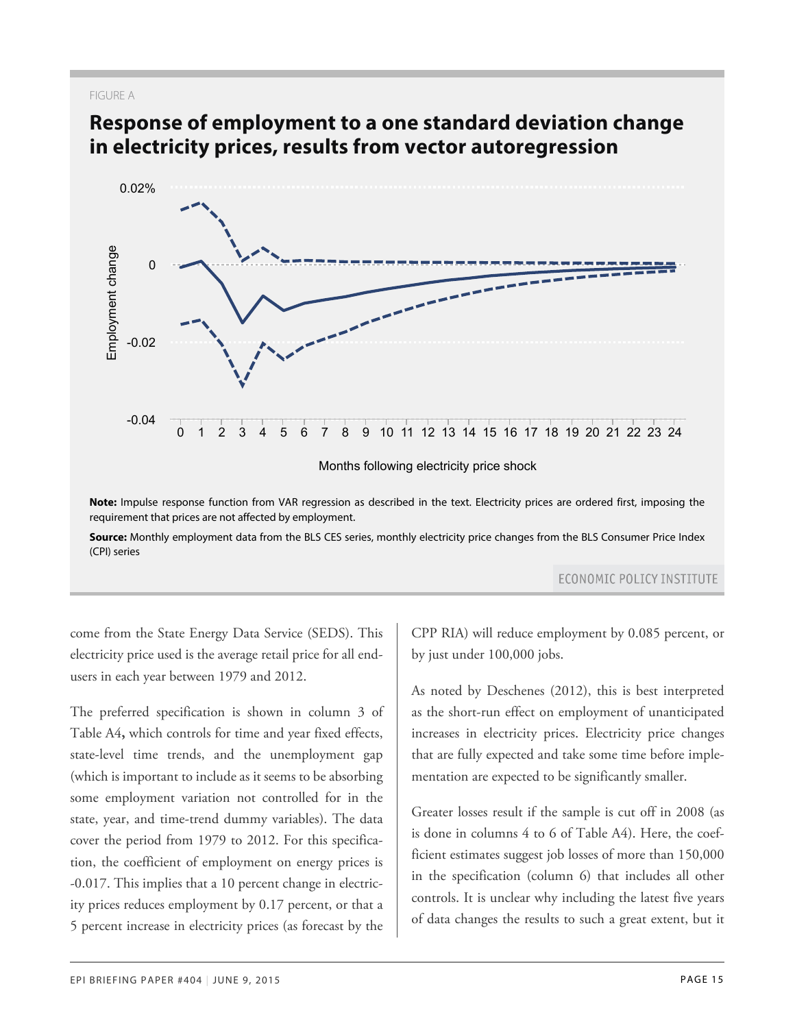FIGURE A

## Response of employment to a one standard deviation change in electricity prices, results from vector autoregression

**Note:** Impulse response function from VAR regression as described in the text. Electricity prices are ordered first, imposing the requirement that prices are not affected by employment.

**Source:** Monthly employment data from the BLS CES series, monthly electricity price changes from the BLS Consumer Price Index (CPI) series

ECONOMIC POLICY INSTITUTE

come from the State Energy Data Service (SEDS). This electricity price used is the average retail price for all end-users in each year between 1979 and 2012.

The preferred specification is shown in column 3 of Table A4**,** which controls for time and year fixed effects, state-level time trends, and the unemployment gap (which is important to include as it seems to be absorbing some employment variation not controlled for in the state, year, and time-trend dummy variables). The data cover the period from 1979 to 2012. For this specification, the coefficient of employment on energy prices is -0.017. This implies that a 10 percent change in electricity prices reduces employment by 0.17 percent, or that a 5 percent increase in electricity prices (as forecast by the CPP RIA) will reduce employment by 0.085 percent, or by just under 100,000 jobs.

As noted by Deschenes (2012), this is best interpreted as the short-run effect on employment of unanticipated increases in electricity prices. Electricity price changes that are fully expected and take some time before implementation are expected to be significantly smaller.

Greater losses result if the sample is cut off in 2008 (as is done in columns 4 to 6 of Table A4). Here, the coefficient estimates suggest job losses of more than 150,000 in the specification (column 6) that includes all other controls. It is unclear why including the latest five years of data changes the results to such a great extent, but it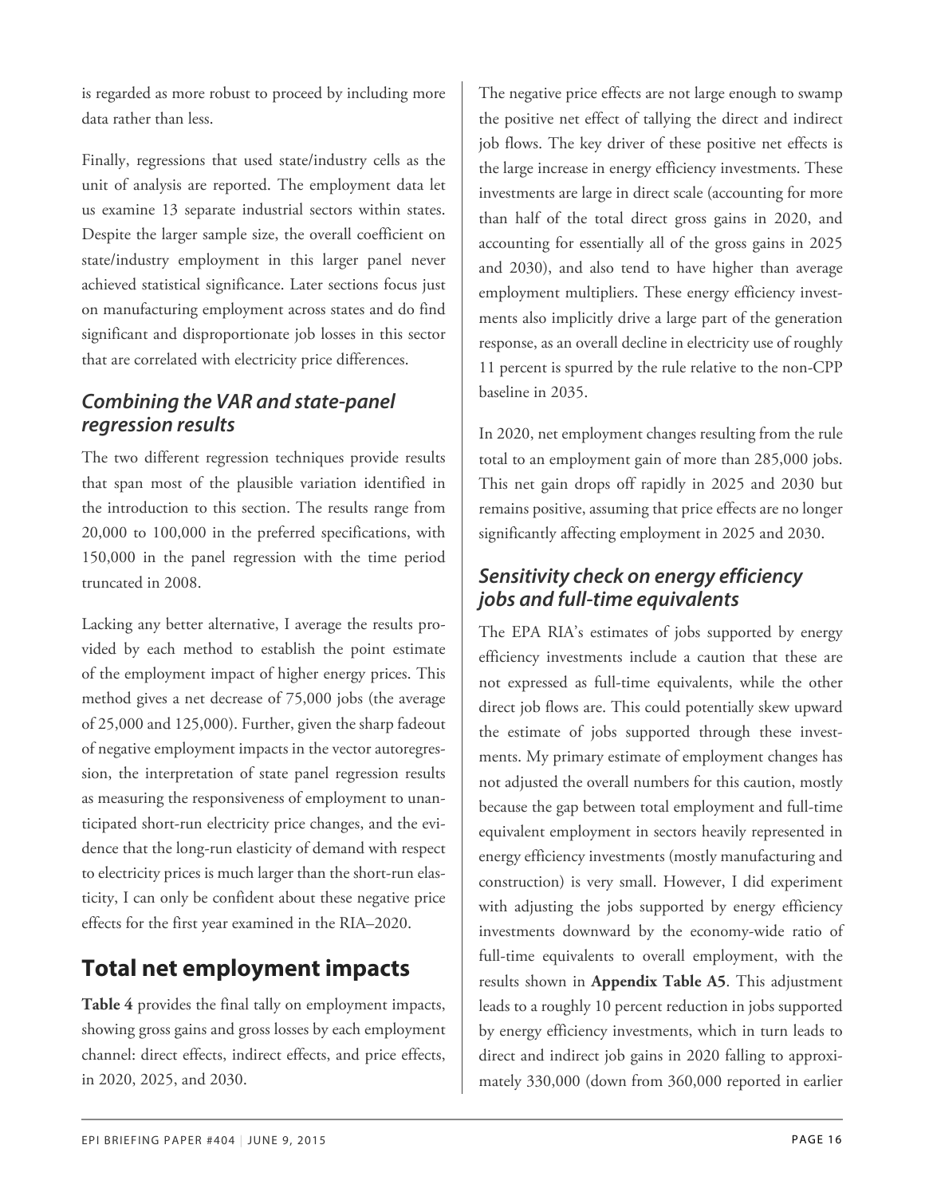is regarded as more robust to proceed by including more data rather than less.

Finally, regressions that used state/industry cells as the unit of analysis are reported. The employment data let us examine 13 separate industrial sectors within states. Despite the larger sample size, the overall coefficient on state/industry employment in this larger panel never achieved statistical significance. Later sections focus just on manufacturing employment across states and do find significant and disproportionate job losses in this sector that are correlated with electricity price differences.

### *Combining the VAR and state-panel regression results*

The two different regression techniques provide results that span most of the plausible variation identified in the introduction to this section. The results range from 20,000 to 100,000 in the preferred specifications, with 150,000 in the panel regression with the time period truncated in 2008.

Lacking any better alternative, I average the results provided by each method to establish the point estimate of the employment impact of higher energy prices. This method gives a net decrease of 75,000 jobs (the average of 25,000 and 125,000). Further, given the sharp fadeout of negative employment impacts in the vector autoregression, the interpretation of state panel regression results as measuring the responsiveness of employment to unanticipated short-run electricity price changes, and the evidence that the long-run elasticity of demand with respect to electricity prices is much larger than the short-run elasticity, I can only be confident about these negative price effects for the first year examined in the RIA–2020.

## Total net employment impacts

**Table 4** provides the final tally on employment impacts, showing gross gains and gross losses by each employment channel: direct effects, indirect effects, and price effects, in 2020, 2025, and 2030.

The negative price effects are not large enough to swamp the positive net effect of tallying the direct and indirect job flows. The key driver of these positive net effects is the large increase in energy efficiency investments. These investments are large in direct scale (accounting for more than half of the total direct gross gains in 2020, and accounting for essentially all of the gross gains in 2025 and 2030), and also tend to have higher than average employment multipliers. These energy efficiency investments also implicitly drive a large part of the generation response, as an overall decline in electricity use of roughly 11 percent is spurred by the rule relative to the non-CPP baseline in 2035.

In 2020, net employment changes resulting from the rule total to an employment gain of more than 285,000 jobs. This net gain drops off rapidly in 2025 and 2030 but remains positive, assuming that price effects are no longer significantly affecting employment in 2025 and 2030.

### *Sensitivity check on energy efficiency jobs and full-time equivalents*

The EPA RIA's estimates of jobs supported by energy efficiency investments include a caution that these are not expressed as full-time equivalents, while the other direct job flows are. This could potentially skew upward the estimate of jobs supported through these investments. My primary estimate of employment changes has not adjusted the overall numbers for this caution, mostly because the gap between total employment and full-time equivalent employment in sectors heavily represented in energy efficiency investments (mostly manufacturing and construction) is very small. However, I did experiment with adjusting the jobs supported by energy efficiency investments downward by the economy-wide ratio of full-time equivalents to overall employment, with the results shown in **Appendix Table A5**. This adjustment leads to a roughly 10 percent reduction in jobs supported by energy efficiency investments, which in turn leads to direct and indirect job gains in 2020 falling to approximately 330,000 (down from 360,000 reported in earlier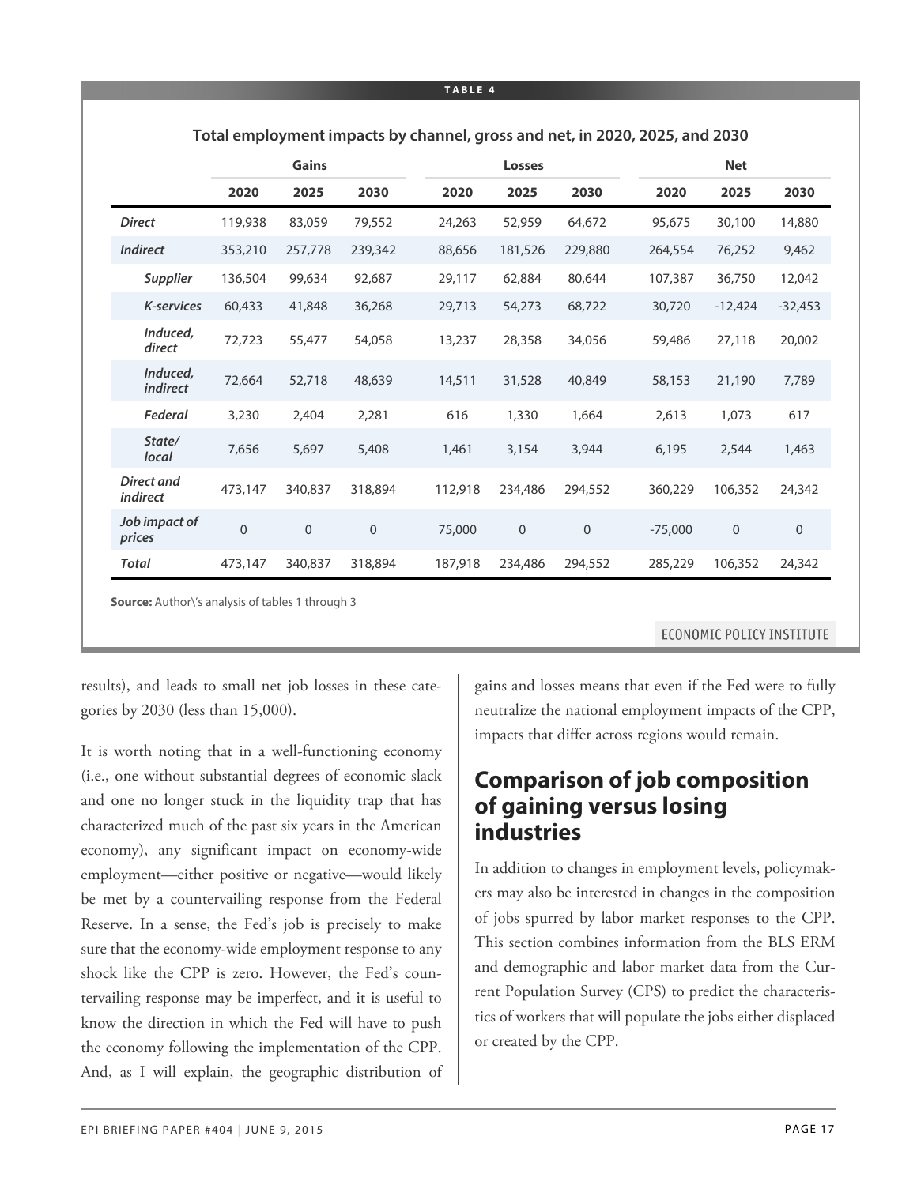**TABLE 4**

**Total employment impacts by channel, gross and net, in 2020, 2025, and 2030**

| | Gains | | | Losses | | | Net | | |
|---|---|---|---|---|---|---|---|---|---|
| | 2020 | 2025 | 2030 | 2020 | 2025 | 2030 | 2020 | 2025 | 2030 |
| *Direct* | 119,938 | 83,059 | 79,552 | 24,263 | 52,959 | 64,672 | 95,675 | 30,100 | 14,880 |
| *Indirect* | 353,210 | 257,778 | 239,342 | 88,656 | 181,526 | 229,880 | 264,554 | 76,252 | 9,462 |
| *Supplier* | 136,504 | 99,634 | 92,687 | 29,117 | 62,884 | 80,644 | 107,387 | 36,750 | 12,042 |
| *K-services* | 60,433 | 41,848 | 36,268 | 29,713 | 54,273 | 68,722 | 30,720 | -12,424 | -32,453 |
| *Induced, direct* | 72,723 | 55,477 | 54,058 | 13,237 | 28,358 | 34,056 | 59,486 | 27,118 | 20,002 |
| *Induced, indirect* | 72,664 | 52,718 | 48,639 | 14,511 | 31,528 | 40,849 | 58,153 | 21,190 | 7,789 |
| *Federal* | 3,230 | 2,404 | 2,281 | 616 | 1,330 | 1,664 | 2,613 | 1,073 | 617 |
| *State/ local* | 7,656 | 5,697 | 5,408 | 1,461 | 3,154 | 3,944 | 6,195 | 2,544 | 1,463 |
| *Direct and indirect* | 473,147 | 340,837 | 318,894 | 112,918 | 234,486 | 294,552 | 360,229 | 106,352 | 24,342 |
| *Job impact of prices* | 0 | 0 | 0 | 75,000 | 0 | 0 | -75,000 | 0 | 0 |
| *Total* | 473,147 | 340,837 | 318,894 | 187,918 | 234,486 | 294,552 | 285,229 | 106,352 | 24,342 |

**Source:** Author's analysis of tables 1 through 3

ECONOMIC POLICY INSTITUTE

results), and leads to small net job losses in these categories by 2030 (less than 15,000).

It is worth noting that in a well-functioning economy (i.e., one without substantial degrees of economic slack and one no longer stuck in the liquidity trap that has characterized much of the past six years in the American economy), any significant impact on economy-wide employment—either positive or negative—would likely be met by a countervailing response from the Federal Reserve. In a sense, the Fed's job is precisely to make sure that the economy-wide employment response to any shock like the CPP is zero. However, the Fed's countervailing response may be imperfect, and it is useful to know the direction in which the Fed will have to push the economy following the implementation of the CPP. And, as I will explain, the geographic distribution of gains and losses means that even if the Fed were to fully neutralize the national employment impacts of the CPP, impacts that differ across regions would remain.

## Comparison of job composition of gaining versus losing industries

In addition to changes in employment levels, policymakers may also be interested in changes in the composition of jobs spurred by labor market responses to the CPP. This section combines information from the BLS ERM and demographic and labor market data from the Current Population Survey (CPS) to predict the characteristics of workers that will populate the jobs either displaced or created by the CPP.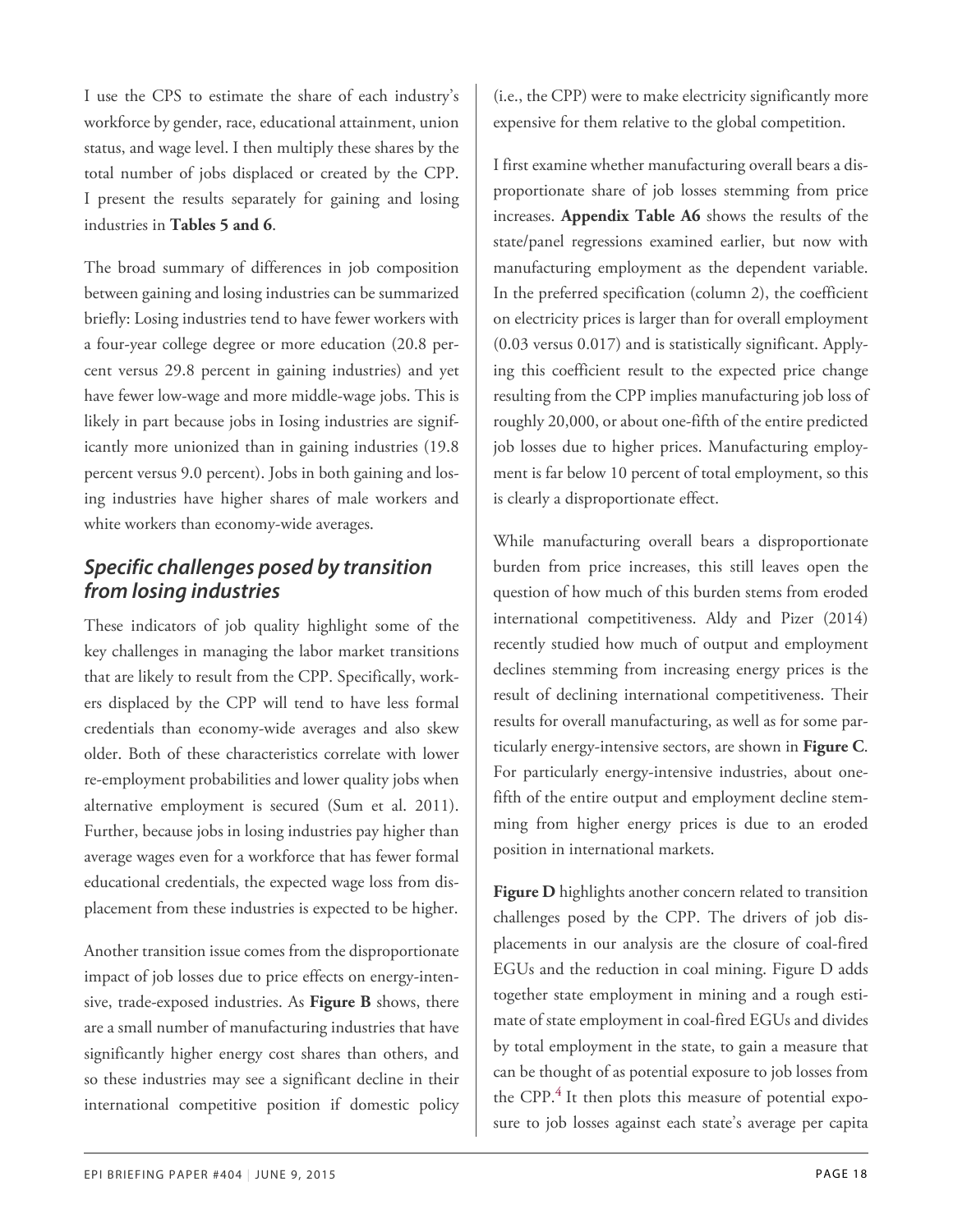I use the CPS to estimate the share of each industry's workforce by gender, race, educational attainment, union status, and wage level. I then multiply these shares by the total number of jobs displaced or created by the CPP. I present the results separately for gaining and losing industries in **Tables 5 and 6**.

The broad summary of differences in job composition between gaining and losing industries can be summarized briefly: Losing industries tend to have fewer workers with a four-year college degree or more education (20.8 percent versus 29.8 percent in gaining industries) and yet have fewer low-wage and more middle-wage jobs. This is likely in part because jobs in Iosing industries are significantly more unionized than in gaining industries (19.8 percent versus 9.0 percent). Jobs in both gaining and losing industries have higher shares of male workers and white workers than economy-wide averages.

## *Specific challenges posed by transition from losing industries*

These indicators of job quality highlight some of the key challenges in managing the labor market transitions that are likely to result from the CPP. Specifically, workers displaced by the CPP will tend to have less formal credentials than economy-wide averages and also skew older. Both of these characteristics correlate with lower re-employment probabilities and lower quality jobs when alternative employment is secured (Sum et al. 2011). Further, because jobs in losing industries pay higher than average wages even for a workforce that has fewer formal educational credentials, the expected wage loss from displacement from these industries is expected to be higher.

Another transition issue comes from the disproportionate impact of job losses due to price effects on energy-intensive, trade-exposed industries. As **Figure B** shows, there are a small number of manufacturing industries that have significantly higher energy cost shares than others, and so these industries may see a significant decline in their international competitive position if domestic policy (i.e., the CPP) were to make electricity significantly more expensive for them relative to the global competition.

I first examine whether manufacturing overall bears a disproportionate share of job losses stemming from price increases. **Appendix Table A6** shows the results of the state/panel regressions examined earlier, but now with manufacturing employment as the dependent variable. In the preferred specification (column 2), the coefficient on electricity prices is larger than for overall employment (0.03 versus 0.017) and is statistically significant. Applying this coefficient result to the expected price change resulting from the CPP implies manufacturing job loss of roughly 20,000, or about one-fifth of the entire predicted job losses due to higher prices. Manufacturing employment is far below 10 percent of total employment, so this is clearly a disproportionate effect.

While manufacturing overall bears a disproportionate burden from price increases, this still leaves open the question of how much of this burden stems from eroded international competitiveness. Aldy and Pizer (2014) recently studied how much of output and employment declines stemming from increasing energy prices is the result of declining international competitiveness. Their results for overall manufacturing, as well as for some particularly energy-intensive sectors, are shown in **Figure C**. For particularly energy-intensive industries, about one-fifth of the entire output and employment decline stemming from higher energy prices is due to an eroded position in international markets.

**Figure D** highlights another concern related to transition challenges posed by the CPP. The drivers of job displacements in our analysis are the closure of coal-fired EGUs and the reduction in coal mining. Figure D adds together state employment in mining and a rough estimate of state employment in coal-fired EGUs and divides by total employment in the state, to gain a measure that can be thought of as potential exposure to job losses from the CPP.[4] It then plots this measure of potential exposure to job losses against each state's average per capita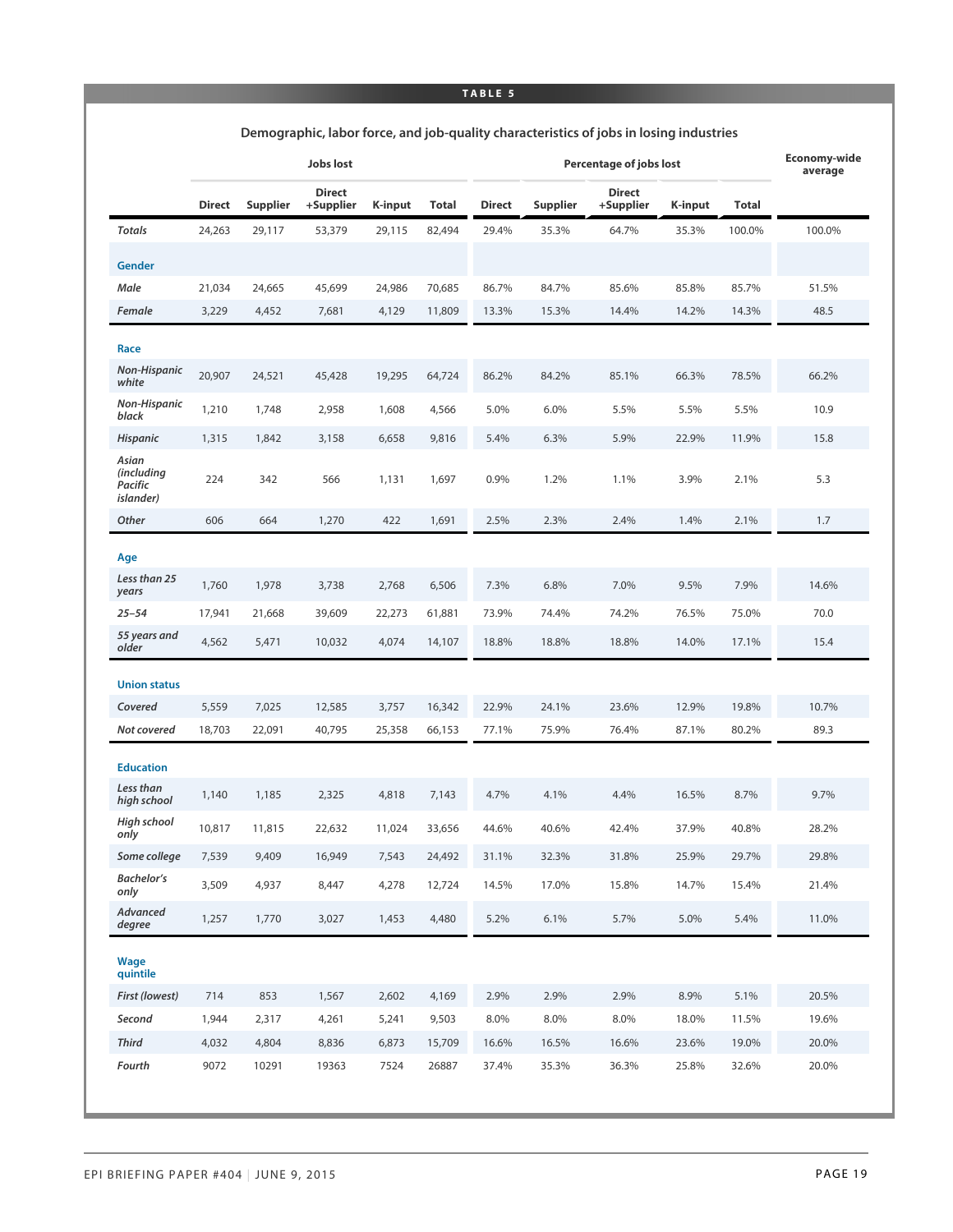**TABLE 5**

**Demographic, labor force, and job-quality characteristics of jobs in losing industries**

| | Jobs lost | | | | | Percentage of jobs lost | | | | | Economy-wide average |
|---|---|---|---|---|---|---|---|---|---|---|---|
| | Direct | Supplier | Direct +Supplier | K-input | Total | Direct | Supplier | Direct +Supplier | K-input | Total | |
| ***Totals*** | 24,263 | 29,117 | 53,379 | 29,115 | 82,494 | 29.4% | 35.3% | 64.7% | 35.3% | 100.0% | 100.0% |
| **Gender** | | | | | | | | | | | |
| ***Male*** | 21,034 | 24,665 | 45,699 | 24,986 | 70,685 | 86.7% | 84.7% | 85.6% | 85.8% | 85.7% | 51.5% |
| ***Female*** | 3,229 | 4,452 | 7,681 | 4,129 | 11,809 | 13.3% | 15.3% | 14.4% | 14.2% | 14.3% | 48.5 |
| **Race** | | | | | | | | | | | |
| ***Non-Hispanic white*** | 20,907 | 24,521 | 45,428 | 19,295 | 64,724 | 86.2% | 84.2% | 85.1% | 66.3% | 78.5% | 66.2% |
| ***Non-Hispanic black*** | 1,210 | 1,748 | 2,958 | 1,608 | 4,566 | 5.0% | 6.0% | 5.5% | 5.5% | 5.5% | 10.9 |
| ***Hispanic*** | 1,315 | 1,842 | 3,158 | 6,658 | 9,816 | 5.4% | 6.3% | 5.9% | 22.9% | 11.9% | 15.8 |
| ***Asian (including Pacific islander)*** | 224 | 342 | 566 | 1,131 | 1,697 | 0.9% | 1.2% | 1.1% | 3.9% | 2.1% | 5.3 |
| ***Other*** | 606 | 664 | 1,270 | 422 | 1,691 | 2.5% | 2.3% | 2.4% | 1.4% | 2.1% | 1.7 |
| **Age** | | | | | | | | | | | |
| ***Less than 25 years*** | 1,760 | 1,978 | 3,738 | 2,768 | 6,506 | 7.3% | 6.8% | 7.0% | 9.5% | 7.9% | 14.6% |
| ***25–54*** | 17,941 | 21,668 | 39,609 | 22,273 | 61,881 | 73.9% | 74.4% | 74.2% | 76.5% | 75.0% | 70.0 |
| ***55 years and older*** | 4,562 | 5,471 | 10,032 | 4,074 | 14,107 | 18.8% | 18.8% | 18.8% | 14.0% | 17.1% | 15.4 |
| **Union status** | | | | | | | | | | | |
| ***Covered*** | 5,559 | 7,025 | 12,585 | 3,757 | 16,342 | 22.9% | 24.1% | 23.6% | 12.9% | 19.8% | 10.7% |
| ***Not covered*** | 18,703 | 22,091 | 40,795 | 25,358 | 66,153 | 77.1% | 75.9% | 76.4% | 87.1% | 80.2% | 89.3 |
| **Education** | | | | | | | | | | | |
| ***Less than high school*** | 1,140 | 1,185 | 2,325 | 4,818 | 7,143 | 4.7% | 4.1% | 4.4% | 16.5% | 8.7% | 9.7% |
| ***High school only*** | 10,817 | 11,815 | 22,632 | 11,024 | 33,656 | 44.6% | 40.6% | 42.4% | 37.9% | 40.8% | 28.2% |
| ***Some college*** | 7,539 | 9,409 | 16,949 | 7,543 | 24,492 | 31.1% | 32.3% | 31.8% | 25.9% | 29.7% | 29.8% |
| ***Bachelor's only*** | 3,509 | 4,937 | 8,447 | 4,278 | 12,724 | 14.5% | 17.0% | 15.8% | 14.7% | 15.4% | 21.4% |
| ***Advanced degree*** | 1,257 | 1,770 | 3,027 | 1,453 | 4,480 | 5.2% | 6.1% | 5.7% | 5.0% | 5.4% | 11.0% |
| **Wage quintile** | | | | | | | | | | | |
| ***First (lowest)*** | 714 | 853 | 1,567 | 2,602 | 4,169 | 2.9% | 2.9% | 2.9% | 8.9% | 5.1% | 20.5% |
| ***Second*** | 1,944 | 2,317 | 4,261 | 5,241 | 9,503 | 8.0% | 8.0% | 8.0% | 18.0% | 11.5% | 19.6% |
| ***Third*** | 4,032 | 4,804 | 8,836 | 6,873 | 15,709 | 16.6% | 16.5% | 16.6% | 23.6% | 19.0% | 20.0% |
| ***Fourth*** | 9072 | 10291 | 19363 | 7524 | 26887 | 37.4% | 35.3% | 36.3% | 25.8% | 32.6% | 20.0% |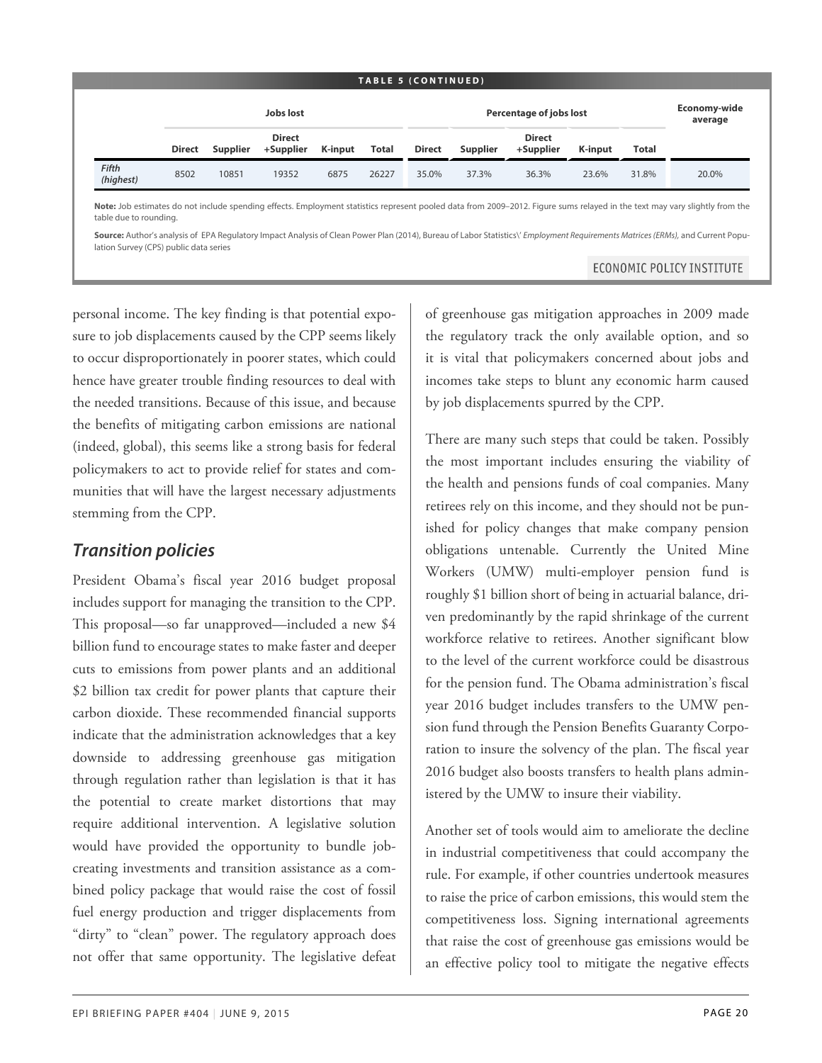**TABLE 5 (CONTINUED)**

| | Jobs lost | | | | | Percentage of jobs lost | | | | | Economy-wide average |
|---|---|---|---|---|---|---|---|---|---|---|---|
| | Direct | Supplier | Direct +Supplier | K-input | Total | Direct | Supplier | Direct +Supplier | K-input | Total | |
| *Fifth (highest)* | 8502 | 10851 | 19352 | 6875 | 26227 | 35.0% | 37.3% | 36.3% | 23.6% | 31.8% | 20.0% |

**Note:** Job estimates do not include spending effects. Employment statistics represent pooled data from 2009–2012. Figure sums relayed in the text may vary slightly from the table due to rounding.

**Source:** Author's analysis of EPA Regulatory Impact Analysis of Clean Power Plan (2014), Bureau of Labor Statistics\' *Employment Requirements Matrices (ERMs)*, and Current Population Survey (CPS) public data series

ECONOMIC POLICY INSTITUTE

personal income. The key finding is that potential exposure to job displacements caused by the CPP seems likely to occur disproportionately in poorer states, which could hence have greater trouble finding resources to deal with the needed transitions. Because of this issue, and because the benefits of mitigating carbon emissions are national (indeed, global), this seems like a strong basis for federal policymakers to act to provide relief for states and communities that will have the largest necessary adjustments stemming from the CPP.

## Transition policies

President Obama's fiscal year 2016 budget proposal includes support for managing the transition to the CPP. This proposal—so far unapproved—included a new $4 billion fund to encourage states to make faster and deeper cuts to emissions from power plants and an additional $2 billion tax credit for power plants that capture their carbon dioxide. These recommended financial supports indicate that the administration acknowledges that a key downside to addressing greenhouse gas mitigation through regulation rather than legislation is that it has the potential to create market distortions that may require additional intervention. A legislative solution would have provided the opportunity to bundle job-creating investments and transition assistance as a combined policy package that would raise the cost of fossil fuel energy production and trigger displacements from "dirty" to "clean" power. The regulatory approach does not offer that same opportunity. The legislative defeat of greenhouse gas mitigation approaches in 2009 made the regulatory track the only available option, and so it is vital that policymakers concerned about jobs and incomes take steps to blunt any economic harm caused by job displacements spurred by the CPP.

There are many such steps that could be taken. Possibly the most important includes ensuring the viability of the health and pensions funds of coal companies. Many retirees rely on this income, and they should not be punished for policy changes that make company pension obligations untenable. Currently the United Mine Workers (UMW) multi-employer pension fund is roughly $1 billion short of being in actuarial balance, driven predominantly by the rapid shrinkage of the current workforce relative to retirees. Another significant blow to the level of the current workforce could be disastrous for the pension fund. The Obama administration's fiscal year 2016 budget includes transfers to the UMW pension fund through the Pension Benefits Guaranty Corporation to insure the solvency of the plan. The fiscal year 2016 budget also boosts transfers to health plans administered by the UMW to insure their viability.

Another set of tools would aim to ameliorate the decline in industrial competitiveness that could accompany the rule. For example, if other countries undertook measures to raise the price of carbon emissions, this would stem the competitiveness loss. Signing international agreements that raise the cost of greenhouse gas emissions would be an effective policy tool to mitigate the negative effects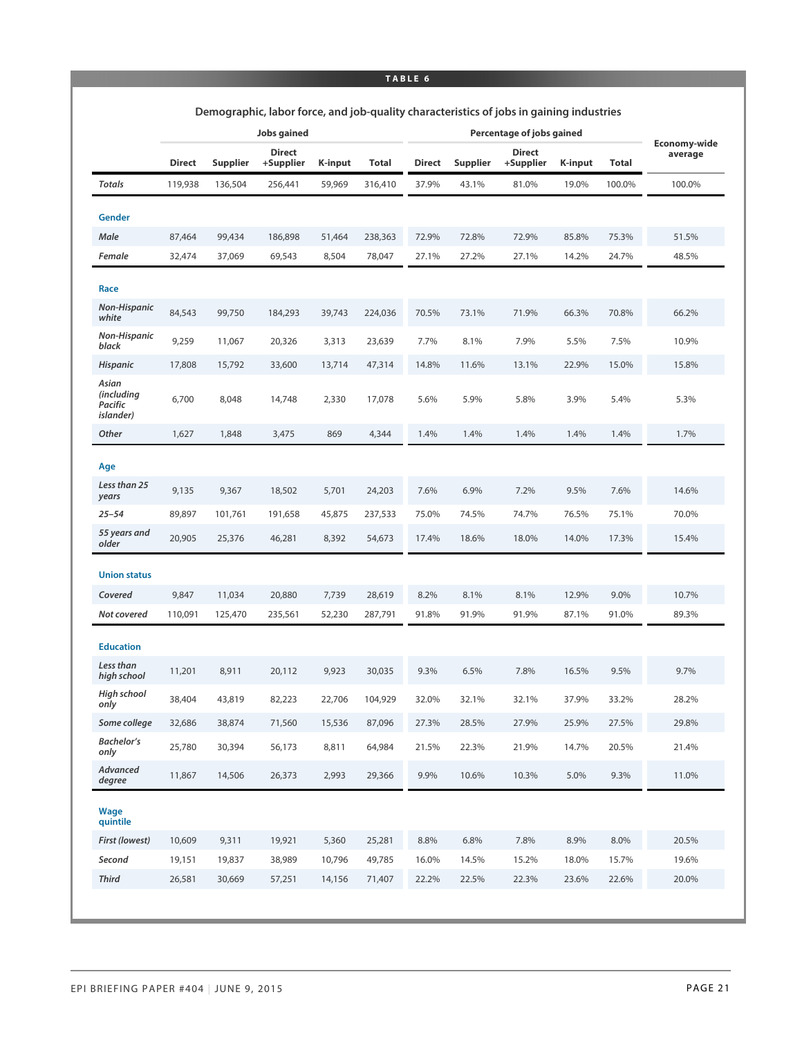**TABLE 6**

**Demographic, labor force, and job-quality characteristics of jobs in gaining industries**

| | Jobs gained | | | | | Percentage of jobs gained | | | | | Economy-wide average |
|---|---|---|---|---|---|---|---|---|---|---|---|
| | Direct | Supplier | Direct +Supplier | K-input | Total | Direct | Supplier | Direct +Supplier | K-input | Total | |
| *Totals* | 119,938 | 136,504 | 256,441 | 59,969 | 316,410 | 37.9% | 43.1% | 81.0% | 19.0% | 100.0% | 100.0% |
| **Gender** | | | | | | | | | | | |
| *Male* | 87,464 | 99,434 | 186,898 | 51,464 | 238,363 | 72.9% | 72.8% | 72.9% | 85.8% | 75.3% | 51.5% |
| *Female* | 32,474 | 37,069 | 69,543 | 8,504 | 78,047 | 27.1% | 27.2% | 27.1% | 14.2% | 24.7% | 48.5% |
| **Race** | | | | | | | | | | | |
| *Non-Hispanic white* | 84,543 | 99,750 | 184,293 | 39,743 | 224,036 | 70.5% | 73.1% | 71.9% | 66.3% | 70.8% | 66.2% |
| *Non-Hispanic black* | 9,259 | 11,067 | 20,326 | 3,313 | 23,639 | 7.7% | 8.1% | 7.9% | 5.5% | 7.5% | 10.9% |
| *Hispanic* | 17,808 | 15,792 | 33,600 | 13,714 | 47,314 | 14.8% | 11.6% | 13.1% | 22.9% | 15.0% | 15.8% |
| *Asian (including Pacific islander)* | 6,700 | 8,048 | 14,748 | 2,330 | 17,078 | 5.6% | 5.9% | 5.8% | 3.9% | 5.4% | 5.3% |
| *Other* | 1,627 | 1,848 | 3,475 | 869 | 4,344 | 1.4% | 1.4% | 1.4% | 1.4% | 1.4% | 1.7% |
| **Age** | | | | | | | | | | | |
| *Less than 25 years* | 9,135 | 9,367 | 18,502 | 5,701 | 24,203 | 7.6% | 6.9% | 7.2% | 9.5% | 7.6% | 14.6% |
| *25–54* | 89,897 | 101,761 | 191,658 | 45,875 | 237,533 | 75.0% | 74.5% | 74.7% | 76.5% | 75.1% | 70.0% |
| *55 years and older* | 20,905 | 25,376 | 46,281 | 8,392 | 54,673 | 17.4% | 18.6% | 18.0% | 14.0% | 17.3% | 15.4% |
| **Union status** | | | | | | | | | | | |
| *Covered* | 9,847 | 11,034 | 20,880 | 7,739 | 28,619 | 8.2% | 8.1% | 8.1% | 12.9% | 9.0% | 10.7% |
| *Not covered* | 110,091 | 125,470 | 235,561 | 52,230 | 287,791 | 91.8% | 91.9% | 91.9% | 87.1% | 91.0% | 89.3% |
| **Education** | | | | | | | | | | | |
| *Less than high school* | 11,201 | 8,911 | 20,112 | 9,923 | 30,035 | 9.3% | 6.5% | 7.8% | 16.5% | 9.5% | 9.7% |
| *High school only* | 38,404 | 43,819 | 82,223 | 22,706 | 104,929 | 32.0% | 32.1% | 32.1% | 37.9% | 33.2% | 28.2% |
| *Some college* | 32,686 | 38,874 | 71,560 | 15,536 | 87,096 | 27.3% | 28.5% | 27.9% | 25.9% | 27.5% | 29.8% |
| *Bachelor's only* | 25,780 | 30,394 | 56,173 | 8,811 | 64,984 | 21.5% | 22.3% | 21.9% | 14.7% | 20.5% | 21.4% |
| *Advanced degree* | 11,867 | 14,506 | 26,373 | 2,993 | 29,366 | 9.9% | 10.6% | 10.3% | 5.0% | 9.3% | 11.0% |
| **Wage quintile** | | | | | | | | | | | |
| *First (lowest)* | 10,609 | 9,311 | 19,921 | 5,360 | 25,281 | 8.8% | 6.8% | 7.8% | 8.9% | 8.0% | 20.5% |
| *Second* | 19,151 | 19,837 | 38,989 | 10,796 | 49,785 | 16.0% | 14.5% | 15.2% | 18.0% | 15.7% | 19.6% |
| *Third* | 26,581 | 30,669 | 57,251 | 14,156 | 71,407 | 22.2% | 22.5% | 22.3% | 23.6% | 22.6% | 20.0% |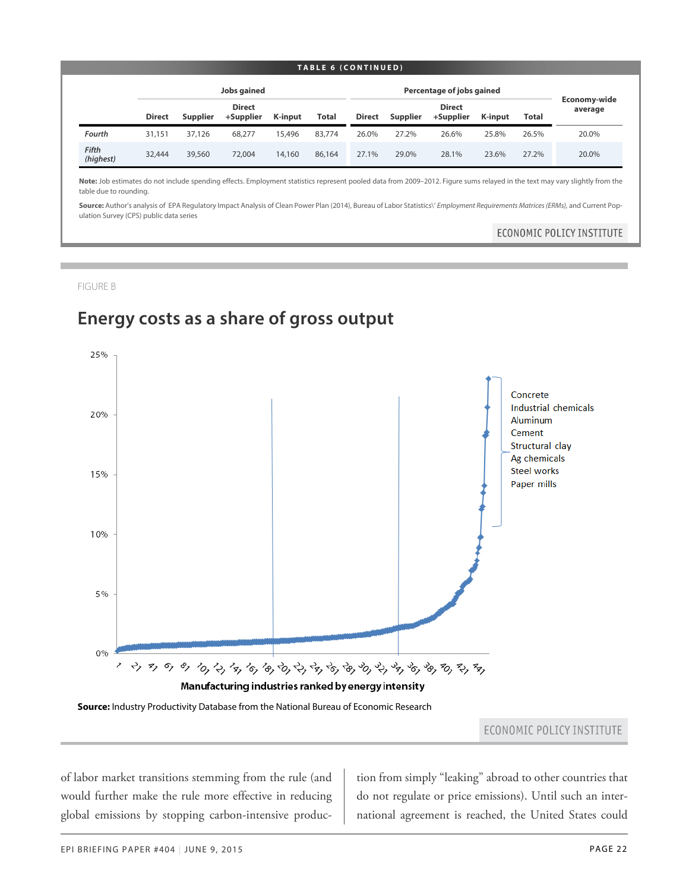**TABLE 6 (CONTINUED)**

| | Jobs gained | | | | | Percentage of jobs gained | | | | | Economy-wide average |
|---|---|---|---|---|---|---|---|---|---|---|---|
| | Direct | Supplier | Direct +Supplier | K-input | Total | Direct | Supplier | Direct +Supplier | K-input | Total | |
| *Fourth* | 31,151 | 37,126 | 68,277 | 15,496 | 83,774 | 26.0% | 27.2% | 26.6% | 25.8% | 26.5% | 20.0% |
| *Fifth (highest)* | 32,444 | 39,560 | 72,004 | 14,160 | 86,164 | 27.1% | 29.0% | 28.1% | 23.6% | 27.2% | 20.0% |

**Note:** Job estimates do not include spending effects. Employment statistics represent pooled data from 2009–2012. Figure sums relayed in the text may vary slightly from the table due to rounding.

**Source:** Author's analysis of EPA Regulatory Impact Analysis of Clean Power Plan (2014), Bureau of Labor Statistics\' *Employment Requirements Matrices (ERMs),* and Current Population Survey (CPS) public data series

FIGURE B

## Energy costs as a share of gross output

Concrete, Industrial chemicals, Aluminum, Cement, Structural clay, Ag chemicals, Steel works, Paper mills

Manufacturing industries ranked by energy intensity

**Source:** Industry Productivity Database from the National Bureau of Economic Research

of labor market transitions stemming from the rule (and would further make the rule more effective in reducing global emissions by stopping carbon-intensive production from simply "leaking" abroad to other countries that do not regulate or price emissions). Until such an international agreement is reached, the United States could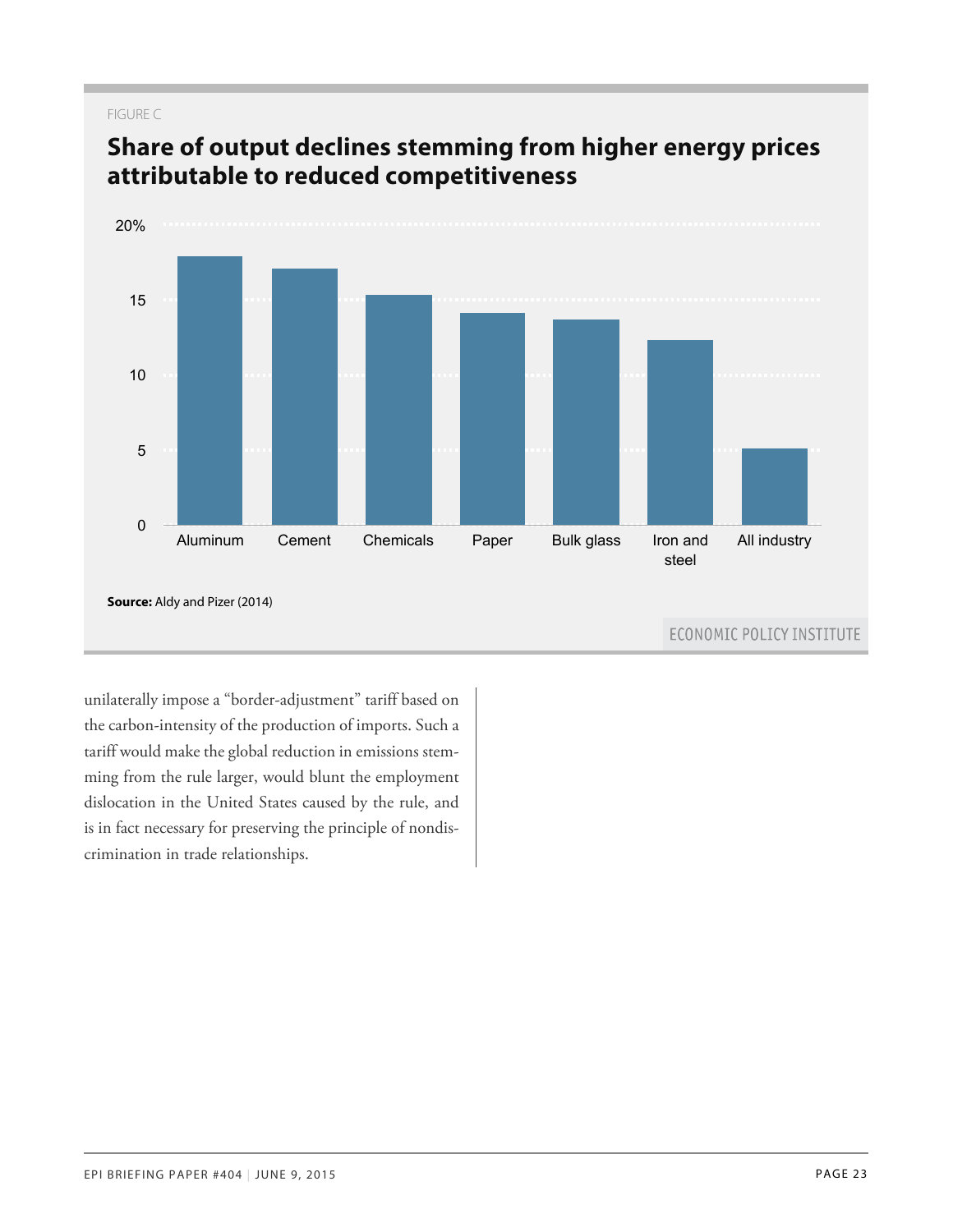FIGURE C

## Share of output declines stemming from higher energy prices attributable to reduced competitiveness

| Sector | Share (%) |
|---|---|
| Aluminum | ~17.9 |
| Cement | ~17.1 |
| Chemicals | ~15.3 |
| Paper | ~14.1 |
| Bulk glass | ~13.7 |
| Iron and steel | ~12.3 |
| All industry | ~5.1 |

**Source:** Aldy and Pizer (2014)

unilaterally impose a "border-adjustment" tariff based on the carbon-intensity of the production of imports. Such a tariff would make the global reduction in emissions stemming from the rule larger, would blunt the employment dislocation in the United States caused by the rule, and is in fact necessary for preserving the principle of nondiscrimination in trade relationships.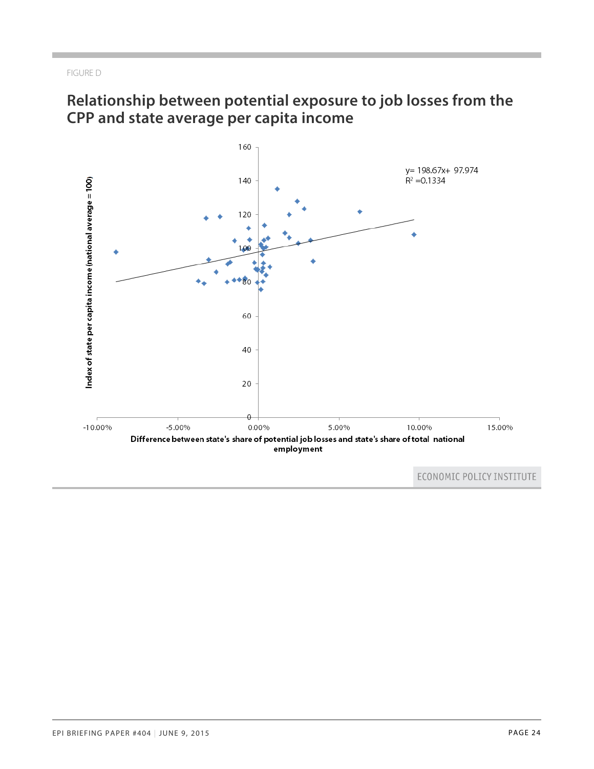FIGURE D

## Relationship between potential exposure to job losses from the CPP and state average per capita income

y= 198.67x+ 97.974
$R^2$ =0.1334

Index of state per capita income (national average = 100)

Difference between state's share of potential job losses and state's share of total national employment

ECONOMIC POLICY INSTITUTE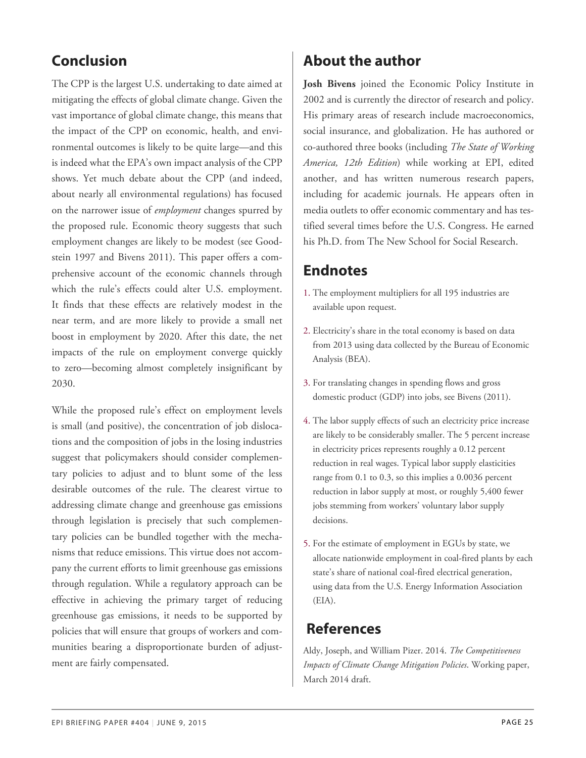## Conclusion

The CPP is the largest U.S. undertaking to date aimed at mitigating the effects of global climate change. Given the vast importance of global climate change, this means that the impact of the CPP on economic, health, and environmental outcomes is likely to be quite large—and this is indeed what the EPA's own impact analysis of the CPP shows. Yet much debate about the CPP (and indeed, about nearly all environmental regulations) has focused on the narrower issue of *employment* changes spurred by the proposed rule. Economic theory suggests that such employment changes are likely to be modest (see Goodstein 1997 and Bivens 2011). This paper offers a comprehensive account of the economic channels through which the rule's effects could alter U.S. employment. It finds that these effects are relatively modest in the near term, and are more likely to provide a small net boost in employment by 2020. After this date, the net impacts of the rule on employment converge quickly to zero—becoming almost completely insignificant by 2030.

While the proposed rule's effect on employment levels is small (and positive), the concentration of job dislocations and the composition of jobs in the losing industries suggest that policymakers should consider complementary policies to adjust and to blunt some of the less desirable outcomes of the rule. The clearest virtue to addressing climate change and greenhouse gas emissions through legislation is precisely that such complementary policies can be bundled together with the mechanisms that reduce emissions. This virtue does not accompany the current efforts to limit greenhouse gas emissions through regulation. While a regulatory approach can be effective in achieving the primary target of reducing greenhouse gas emissions, it needs to be supported by policies that will ensure that groups of workers and communities bearing a disproportionate burden of adjustment are fairly compensated.

## About the author

**Josh Bivens** joined the Economic Policy Institute in 2002 and is currently the director of research and policy. His primary areas of research include macroeconomics, social insurance, and globalization. He has authored or co-authored three books (including *The State of Working America, 12th Edition*) while working at EPI, edited another, and has written numerous research papers, including for academic journals. He appears often in media outlets to offer economic commentary and has testified several times before the U.S. Congress. He earned his Ph.D. from The New School for Social Research.

## Endnotes

1. The employment multipliers for all 195 industries are available upon request.

2. Electricity's share in the total economy is based on data from 2013 using data collected by the Bureau of Economic Analysis (BEA).

3. For translating changes in spending flows and gross domestic product (GDP) into jobs, see Bivens (2011).

4. The labor supply effects of such an electricity price increase are likely to be considerably smaller. The 5 percent increase in electricity prices represents roughly a 0.12 percent reduction in real wages. Typical labor supply elasticities range from 0.1 to 0.3, so this implies a 0.0036 percent reduction in labor supply at most, or roughly 5,400 fewer jobs stemming from workers' voluntary labor supply decisions.

5. For the estimate of employment in EGUs by state, we allocate nationwide employment in coal-fired plants by each state's share of national coal-fired electrical generation, using data from the U.S. Energy Information Association (EIA).

## References

Aldy, Joseph, and William Pizer. 2014. *The Competitiveness Impacts of Climate Change Mitigation Policies*. Working paper, March 2014 draft.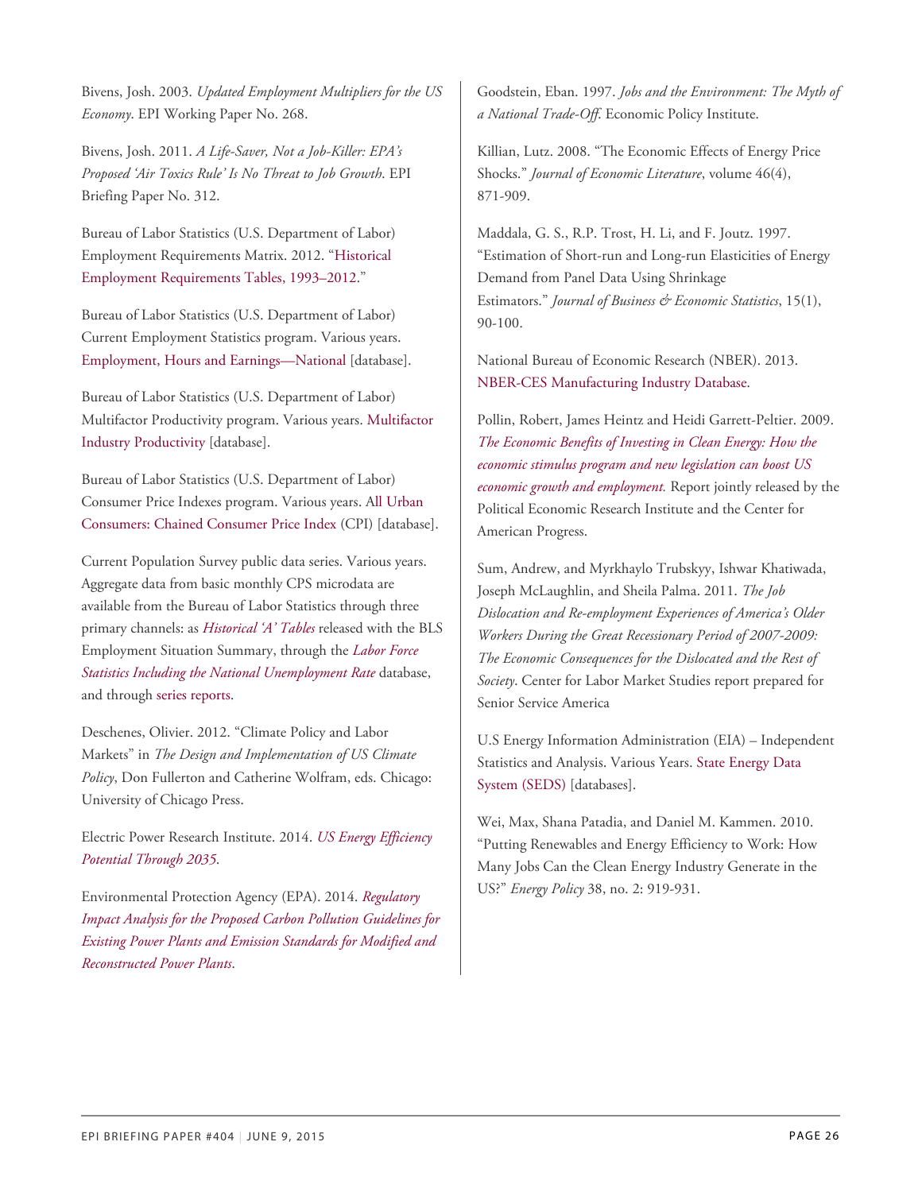Bivens, Josh. 2003. *Updated Employment Multipliers for the US Economy*. EPI Working Paper No. 268.

Bivens, Josh. 2011. *A Life-Saver, Not a Job-Killer: EPA's Proposed 'Air Toxics Rule' Is No Threat to Job Growth*. EPI Briefing Paper No. 312.

Bureau of Labor Statistics (U.S. Department of Labor) Employment Requirements Matrix. 2012. "Historical Employment Requirements Tables, 1993–2012."

Bureau of Labor Statistics (U.S. Department of Labor) Current Employment Statistics program. Various years. Employment, Hours and Earnings—National [database].

Bureau of Labor Statistics (U.S. Department of Labor) Multifactor Productivity program. Various years. Multifactor Industry Productivity [database].

Bureau of Labor Statistics (U.S. Department of Labor) Consumer Price Indexes program. Various years. All Urban Consumers: Chained Consumer Price Index (CPI) [database].

Current Population Survey public data series. Various years. Aggregate data from basic monthly CPS microdata are available from the Bureau of Labor Statistics through three primary channels: as *Historical 'A' Tables* released with the BLS Employment Situation Summary, through the *Labor Force Statistics Including the National Unemployment Rate* database, and through series reports.

Deschenes, Olivier. 2012. "Climate Policy and Labor Markets" in *The Design and Implementation of US Climate Policy*, Don Fullerton and Catherine Wolfram, eds. Chicago: University of Chicago Press.

Electric Power Research Institute. 2014. *US Energy Efficiency Potential Through 2035*.

Environmental Protection Agency (EPA). 2014. *Regulatory Impact Analysis for the Proposed Carbon Pollution Guidelines for Existing Power Plants and Emission Standards for Modified and Reconstructed Power Plants*.

Goodstein, Eban. 1997. *Jobs and the Environment: The Myth of a National Trade-Off*. Economic Policy Institute.

Killian, Lutz. 2008. "The Economic Effects of Energy Price Shocks." *Journal of Economic Literature*, volume 46(4), 871-909.

Maddala, G. S., R.P. Trost, H. Li, and F. Joutz. 1997. "Estimation of Short-run and Long-run Elasticities of Energy Demand from Panel Data Using Shrinkage Estimators." *Journal of Business & Economic Statistics*, 15(1), 90-100.

National Bureau of Economic Research (NBER). 2013. NBER-CES Manufacturing Industry Database.

Pollin, Robert, James Heintz and Heidi Garrett-Peltier. 2009. *The Economic Benefits of Investing in Clean Energy: How the economic stimulus program and new legislation can boost US economic growth and employment.* Report jointly released by the Political Economic Research Institute and the Center for American Progress.

Sum, Andrew, and Myrkhaylo Trubskyy, Ishwar Khatiwada, Joseph McLaughlin, and Sheila Palma. 2011. *The Job Dislocation and Re-employment Experiences of America's Older Workers During the Great Recessionary Period of 2007-2009: The Economic Consequences for the Dislocated and the Rest of Society*. Center for Labor Market Studies report prepared for Senior Service America

U.S Energy Information Administration (EIA) – Independent Statistics and Analysis. Various Years. State Energy Data System (SEDS) [databases].

Wei, Max, Shana Patadia, and Daniel M. Kammen. 2010. "Putting Renewables and Energy Efficiency to Work: How Many Jobs Can the Clean Energy Industry Generate in the US?" *Energy Policy* 38, no. 2: 919-931.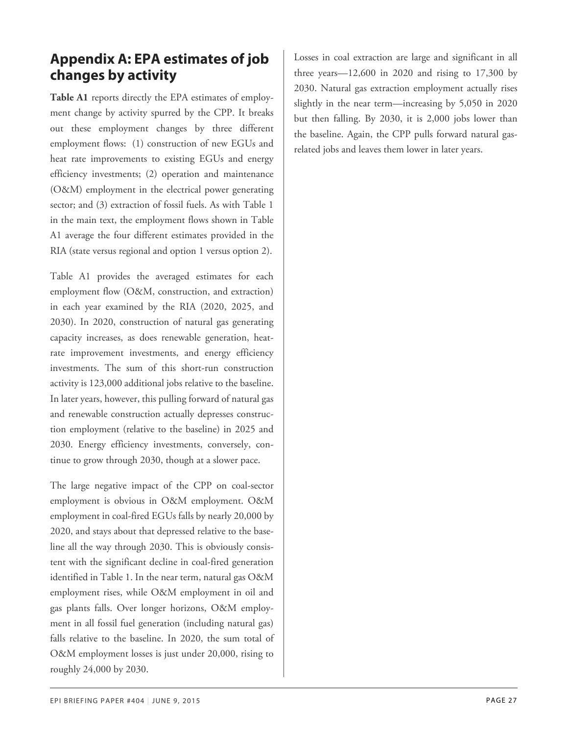## Appendix A: EPA estimates of job changes by activity

**Table A1** reports directly the EPA estimates of employment change by activity spurred by the CPP. It breaks out these employment changes by three different employment flows: (1) construction of new EGUs and heat rate improvements to existing EGUs and energy efficiency investments; (2) operation and maintenance (O&M) employment in the electrical power generating sector; and (3) extraction of fossil fuels. As with Table 1 in the main text, the employment flows shown in Table A1 average the four different estimates provided in the RIA (state versus regional and option 1 versus option 2).

Table A1 provides the averaged estimates for each employment flow (O&M, construction, and extraction) in each year examined by the RIA (2020, 2025, and 2030). In 2020, construction of natural gas generating capacity increases, as does renewable generation, heat-rate improvement investments, and energy efficiency investments. The sum of this short-run construction activity is 123,000 additional jobs relative to the baseline. In later years, however, this pulling forward of natural gas and renewable construction actually depresses construction employment (relative to the baseline) in 2025 and 2030. Energy efficiency investments, conversely, continue to grow through 2030, though at a slower pace.

The large negative impact of the CPP on coal-sector employment is obvious in O&M employment. O&M employment in coal-fired EGUs falls by nearly 20,000 by 2020, and stays about that depressed relative to the baseline all the way through 2030. This is obviously consistent with the significant decline in coal-fired generation identified in Table 1. In the near term, natural gas O&M employment rises, while O&M employment in oil and gas plants falls. Over longer horizons, O&M employment in all fossil fuel generation (including natural gas) falls relative to the baseline. In 2020, the sum total of O&M employment losses is just under 20,000, rising to roughly 24,000 by 2030.

Losses in coal extraction are large and significant in all three years—12,600 in 2020 and rising to 17,300 by 2030. Natural gas extraction employment actually rises slightly in the near term—increasing by 5,050 in 2020 but then falling. By 2030, it is 2,000 jobs lower than the baseline. Again, the CPP pulls forward natural gas-related jobs and leaves them lower in later years.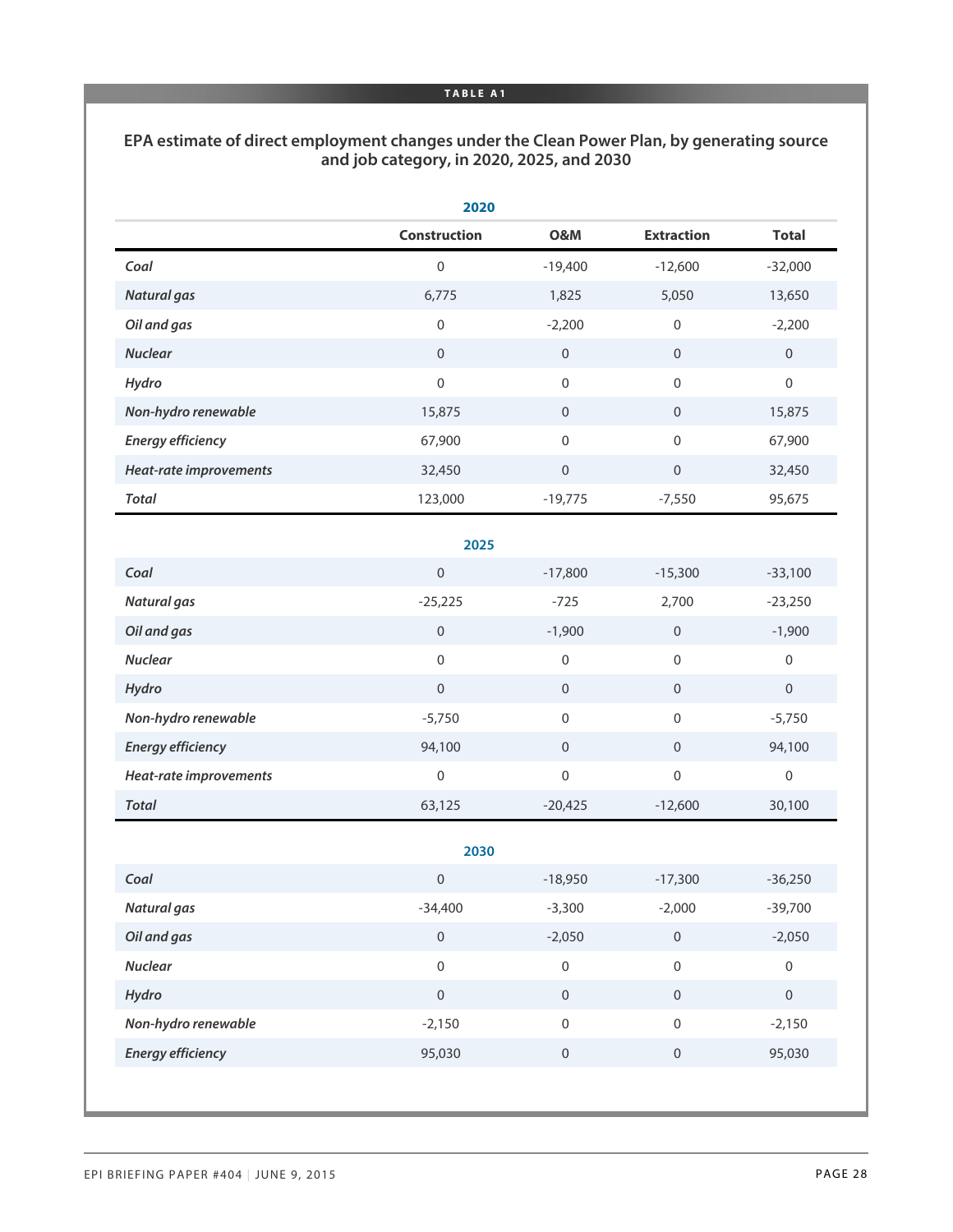**TABLE A1**

**EPA estimate of direct employment changes under the Clean Power Plan, by generating source and job category, in 2020, 2025, and 2030**

| | Construction | O&M | Extraction | Total |
|---|---|---|---|---|
| **2020** | | | | |
| *Coal* | 0 | -19,400 | -12,600 | -32,000 |
| *Natural gas* | 6,775 | 1,825 | 5,050 | 13,650 |
| *Oil and gas* | 0 | -2,200 | 0 | -2,200 |
| *Nuclear* | 0 | 0 | 0 | 0 |
| *Hydro* | 0 | 0 | 0 | 0 |
| *Non-hydro renewable* | 15,875 | 0 | 0 | 15,875 |
| *Energy efficiency* | 67,900 | 0 | 0 | 67,900 |
| *Heat-rate improvements* | 32,450 | 0 | 0 | 32,450 |
| *Total* | 123,000 | -19,775 | -7,550 | 95,675 |
| **2025** | | | | |
| *Coal* | 0 | -17,800 | -15,300 | -33,100 |
| *Natural gas* | -25,225 | -725 | 2,700 | -23,250 |
| *Oil and gas* | 0 | -1,900 | 0 | -1,900 |
| *Nuclear* | 0 | 0 | 0 | 0 |
| *Hydro* | 0 | 0 | 0 | 0 |
| *Non-hydro renewable* | -5,750 | 0 | 0 | -5,750 |
| *Energy efficiency* | 94,100 | 0 | 0 | 94,100 |
| *Heat-rate improvements* | 0 | 0 | 0 | 0 |
| *Total* | 63,125 | -20,425 | -12,600 | 30,100 |
| **2030** | | | | |
| *Coal* | 0 | -18,950 | -17,300 | -36,250 |
| *Natural gas* | -34,400 | -3,300 | -2,000 | -39,700 |
| *Oil and gas* | 0 | -2,050 | 0 | -2,050 |
| *Nuclear* | 0 | 0 | 0 | 0 |
| *Hydro* | 0 | 0 | 0 | 0 |
| *Non-hydro renewable* | -2,150 | 0 | 0 | -2,150 |
| *Energy efficiency* | 95,030 | 0 | 0 | 95,030 |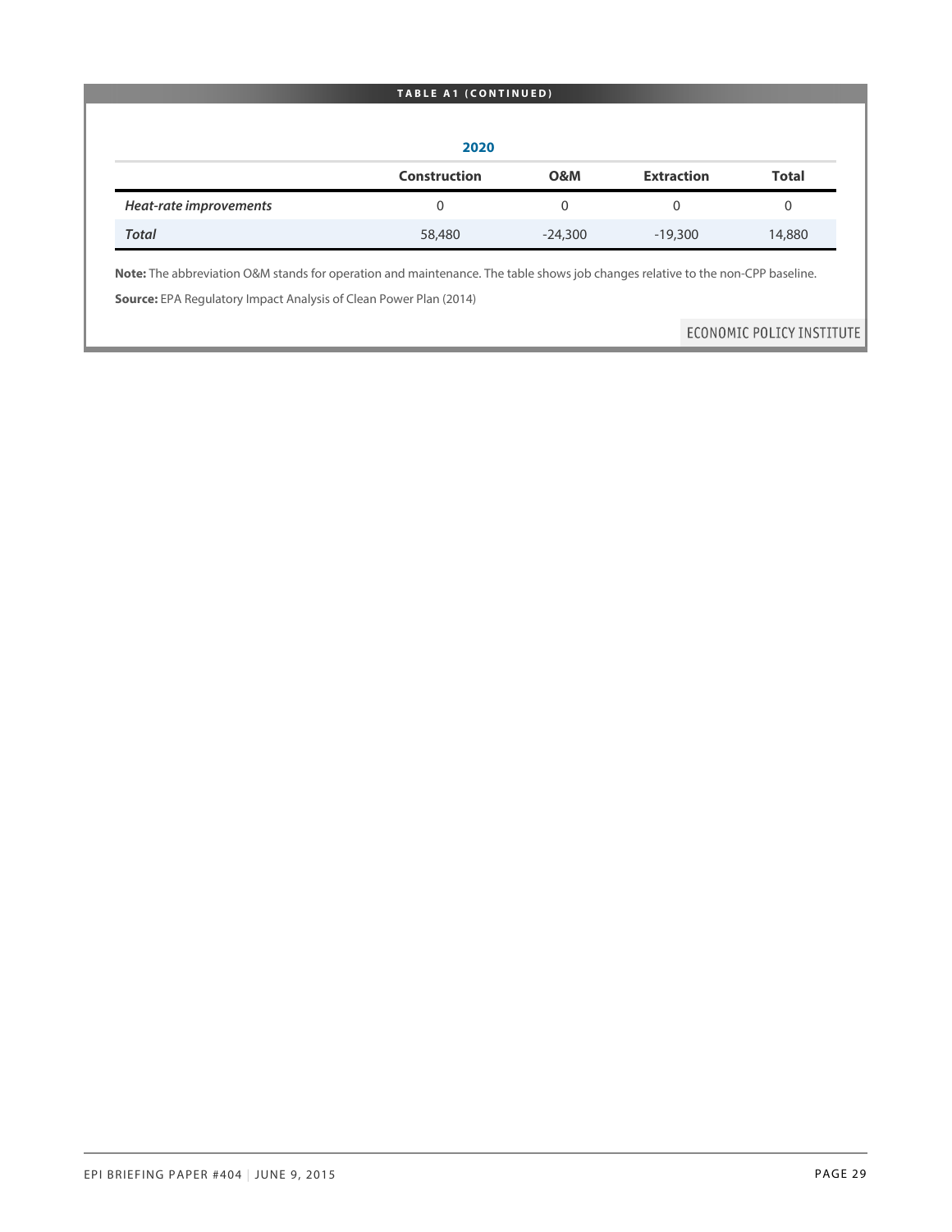**TABLE A1 (CONTINUED)**

| 2020 | Construction | O&M | Extraction | Total |
|---|---|---|---|---|
| *Heat-rate improvements* | 0 | 0 | 0 | 0 |
| *Total* | 58,480 | -24,300 | -19,300 | 14,880 |

**Note:** The abbreviation O&M stands for operation and maintenance. The table shows job changes relative to the non-CPP baseline.

**Source:** EPA Regulatory Impact Analysis of Clean Power Plan (2014)

ECONOMIC POLICY INSTITUTE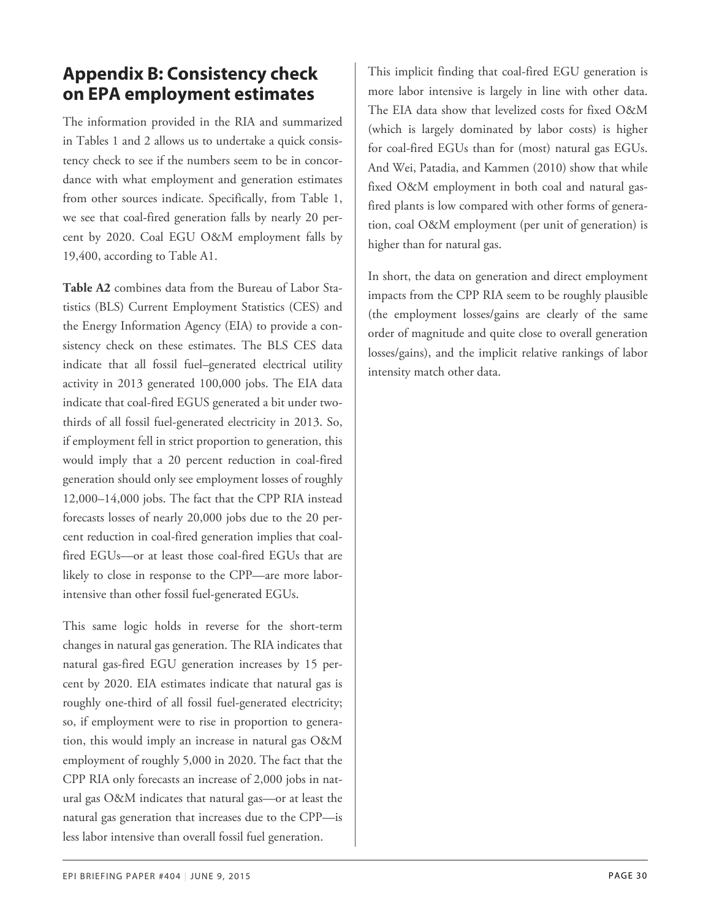## Appendix B: Consistency check on EPA employment estimates

The information provided in the RIA and summarized in Tables 1 and 2 allows us to undertake a quick consistency check to see if the numbers seem to be in concordance with what employment and generation estimates from other sources indicate. Specifically, from Table 1, we see that coal-fired generation falls by nearly 20 percent by 2020. Coal EGU O&M employment falls by 19,400, according to Table A1.

**Table A2** combines data from the Bureau of Labor Statistics (BLS) Current Employment Statistics (CES) and the Energy Information Agency (EIA) to provide a consistency check on these estimates. The BLS CES data indicate that all fossil fuel–generated electrical utility activity in 2013 generated 100,000 jobs. The EIA data indicate that coal-fired EGUS generated a bit under two-thirds of all fossil fuel-generated electricity in 2013. So, if employment fell in strict proportion to generation, this would imply that a 20 percent reduction in coal-fired generation should only see employment losses of roughly 12,000–14,000 jobs. The fact that the CPP RIA instead forecasts losses of nearly 20,000 jobs due to the 20 percent reduction in coal-fired generation implies that coal-fired EGUs—or at least those coal-fired EGUs that are likely to close in response to the CPP—are more labor-intensive than other fossil fuel-generated EGUs.

This same logic holds in reverse for the short-term changes in natural gas generation. The RIA indicates that natural gas-fired EGU generation increases by 15 percent by 2020. EIA estimates indicate that natural gas is roughly one-third of all fossil fuel-generated electricity; so, if employment were to rise in proportion to generation, this would imply an increase in natural gas O&M employment of roughly 5,000 in 2020. The fact that the CPP RIA only forecasts an increase of 2,000 jobs in natural gas O&M indicates that natural gas—or at least the natural gas generation that increases due to the CPP—is less labor intensive than overall fossil fuel generation.

This implicit finding that coal-fired EGU generation is more labor intensive is largely in line with other data. The EIA data show that levelized costs for fixed O&M (which is largely dominated by labor costs) is higher for coal-fired EGUs than for (most) natural gas EGUs. And Wei, Patadia, and Kammen (2010) show that while fixed O&M employment in both coal and natural gas-fired plants is low compared with other forms of generation, coal O&M employment (per unit of generation) is higher than for natural gas.

In short, the data on generation and direct employment impacts from the CPP RIA seem to be roughly plausible (the employment losses/gains are clearly of the same order of magnitude and quite close to overall generation losses/gains), and the implicit relative rankings of labor intensity match other data.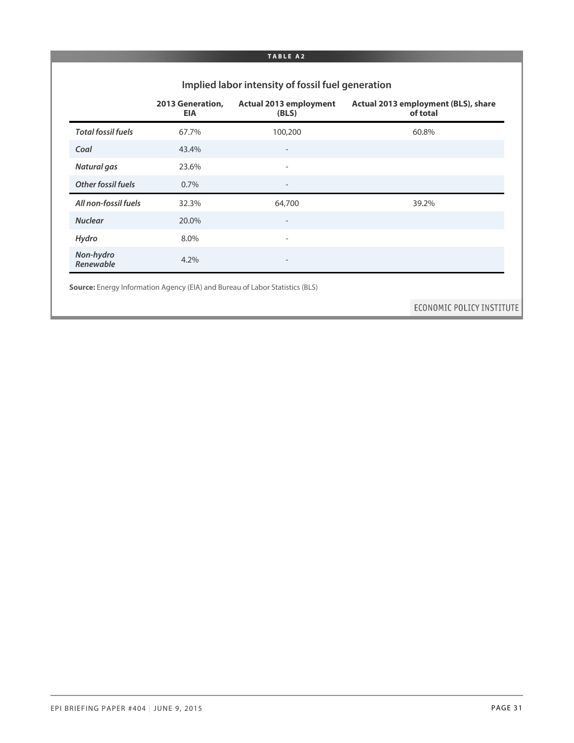**TABLE A2**

## Implied labor intensity of fossil fuel generation

| | 2013 Generation, EIA | Actual 2013 employment (BLS) | Actual 2013 employment (BLS), share of total |
|---|---|---|---|
| *Total fossil fuels* | 67.7% | 100,200 | 60.8% |
| *Coal* | 43.4% | - | |
| *Natural gas* | 23.6% | - | |
| *Other fossil fuels* | 0.7% | - | |
| *All non-fossil fuels* | 32.3% | 64,700 | 39.2% |
| *Nuclear* | 20.0% | - | |
| *Hydro* | 8.0% | - | |
| *Non-hydro Renewable* | 4.2% | - | |

**Source:** Energy Information Agency (EIA) and Bureau of Labor Statistics (BLS)

ECONOMIC POLICY INSTITUTE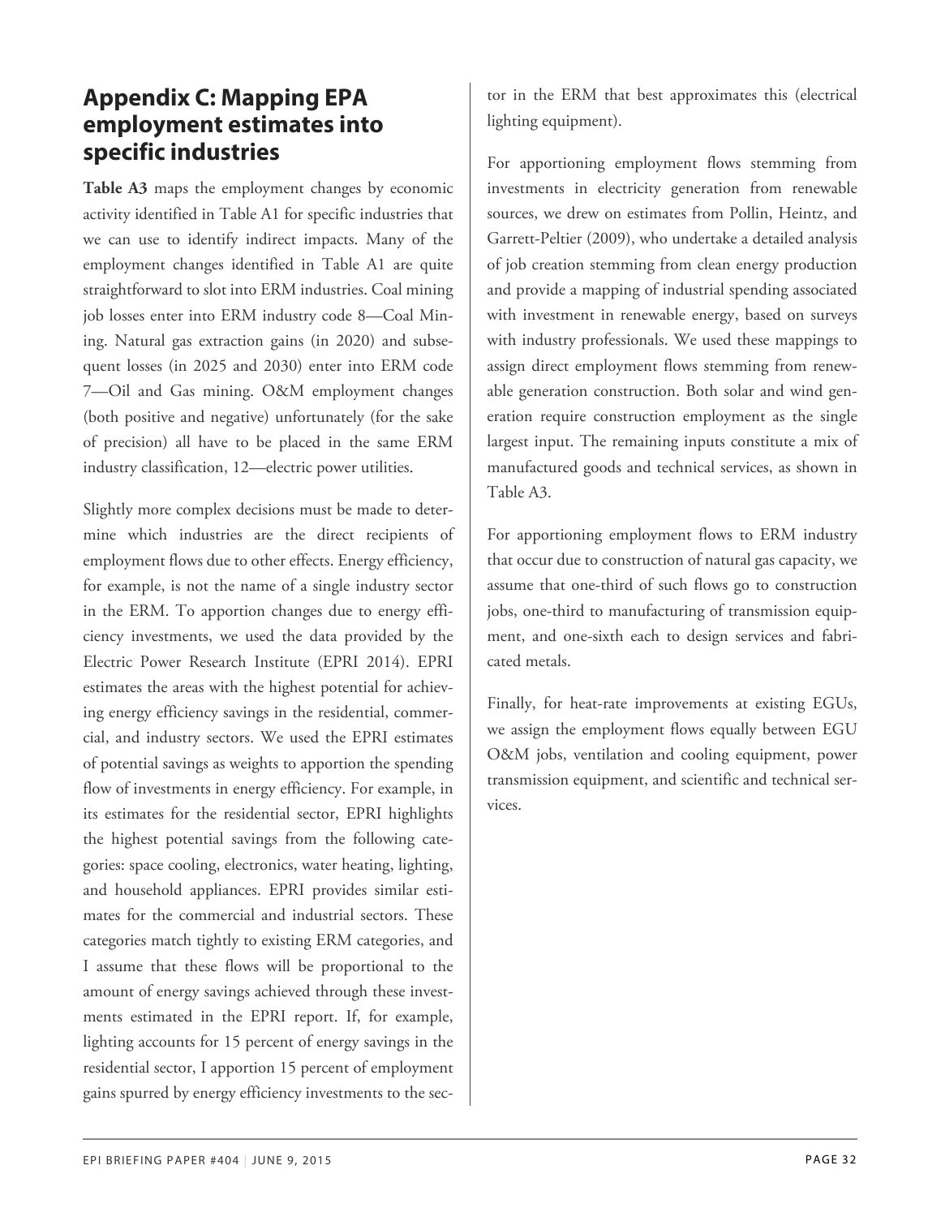## Appendix C: Mapping EPA employment estimates into specific industries

**Table A3** maps the employment changes by economic activity identified in Table A1 for specific industries that we can use to identify indirect impacts. Many of the employment changes identified in Table A1 are quite straightforward to slot into ERM industries. Coal mining job losses enter into ERM industry code 8—Coal Mining. Natural gas extraction gains (in 2020) and subsequent losses (in 2025 and 2030) enter into ERM code 7—Oil and Gas mining. O&M employment changes (both positive and negative) unfortunately (for the sake of precision) all have to be placed in the same ERM industry classification, 12—electric power utilities.

Slightly more complex decisions must be made to determine which industries are the direct recipients of employment flows due to other effects. Energy efficiency, for example, is not the name of a single industry sector in the ERM. To apportion changes due to energy efficiency investments, we used the data provided by the Electric Power Research Institute (EPRI 2014). EPRI estimates the areas with the highest potential for achieving energy efficiency savings in the residential, commercial, and industry sectors. We used the EPRI estimates of potential savings as weights to apportion the spending flow of investments in energy efficiency. For example, in its estimates for the residential sector, EPRI highlights the highest potential savings from the following categories: space cooling, electronics, water heating, lighting, and household appliances. EPRI provides similar estimates for the commercial and industrial sectors. These categories match tightly to existing ERM categories, and I assume that these flows will be proportional to the amount of energy savings achieved through these investments estimated in the EPRI report. If, for example, lighting accounts for 15 percent of energy savings in the residential sector, I apportion 15 percent of employment gains spurred by energy efficiency investments to the sector in the ERM that best approximates this (electrical lighting equipment).

For apportioning employment flows stemming from investments in electricity generation from renewable sources, we drew on estimates from Pollin, Heintz, and Garrett-Peltier (2009), who undertake a detailed analysis of job creation stemming from clean energy production and provide a mapping of industrial spending associated with investment in renewable energy, based on surveys with industry professionals. We used these mappings to assign direct employment flows stemming from renewable generation construction. Both solar and wind generation require construction employment as the single largest input. The remaining inputs constitute a mix of manufactured goods and technical services, as shown in Table A3.

For apportioning employment flows to ERM industry that occur due to construction of natural gas capacity, we assume that one-third of such flows go to construction jobs, one-third to manufacturing of transmission equipment, and one-sixth each to design services and fabricated metals.

Finally, for heat-rate improvements at existing EGUs, we assign the employment flows equally between EGU O&M jobs, ventilation and cooling equipment, power transmission equipment, and scientific and technical services.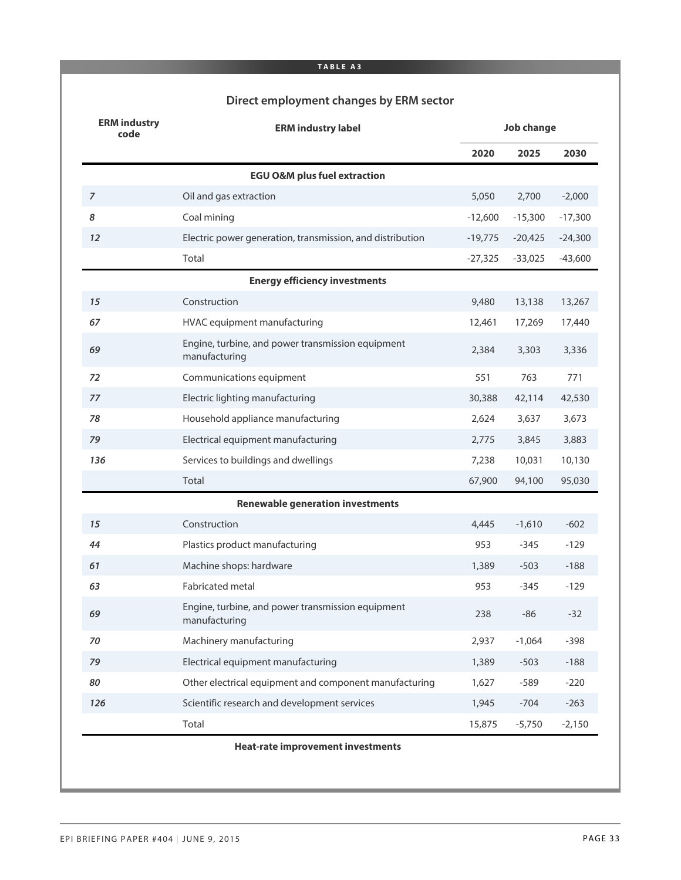**TABLE A3**

## Direct employment changes by ERM sector

| ERM industry code | ERM industry label | Job change | | |
|---|---|---|---|---|
| | | 2020 | 2025 | 2030 |
| | **EGU O&M plus fuel extraction** | | | |
| *7* | Oil and gas extraction | 5,050 | 2,700 | -2,000 |
| *8* | Coal mining | -12,600 | -15,300 | -17,300 |
| *12* | Electric power generation, transmission, and distribution | -19,775 | -20,425 | -24,300 |
| | Total | -27,325 | -33,025 | -43,600 |
| | **Energy efficiency investments** | | | |
| *15* | Construction | 9,480 | 13,138 | 13,267 |
| *67* | HVAC equipment manufacturing | 12,461 | 17,269 | 17,440 |
| *69* | Engine, turbine, and power transmission equipment manufacturing | 2,384 | 3,303 | 3,336 |
| *72* | Communications equipment | 551 | 763 | 771 |
| *77* | Electric lighting manufacturing | 30,388 | 42,114 | 42,530 |
| *78* | Household appliance manufacturing | 2,624 | 3,637 | 3,673 |
| *79* | Electrical equipment manufacturing | 2,775 | 3,845 | 3,883 |
| *136* | Services to buildings and dwellings | 7,238 | 10,031 | 10,130 |
| | Total | 67,900 | 94,100 | 95,030 |
| | **Renewable generation investments** | | | |
| *15* | Construction | 4,445 | -1,610 | -602 |
| *44* | Plastics product manufacturing | 953 | -345 | -129 |
| *61* | Machine shops: hardware | 1,389 | -503 | -188 |
| *63* | Fabricated metal | 953 | -345 | -129 |
| *69* | Engine, turbine, and power transmission equipment manufacturing | 238 | -86 | -32 |
| *70* | Machinery manufacturing | 2,937 | -1,064 | -398 |
| *79* | Electrical equipment manufacturing | 1,389 | -503 | -188 |
| *80* | Other electrical equipment and component manufacturing | 1,627 | -589 | -220 |
| *126* | Scientific research and development services | 1,945 | -704 | -263 |
| | Total | 15,875 | -5,750 | -2,150 |
| | **Heat-rate improvement investments** | | | |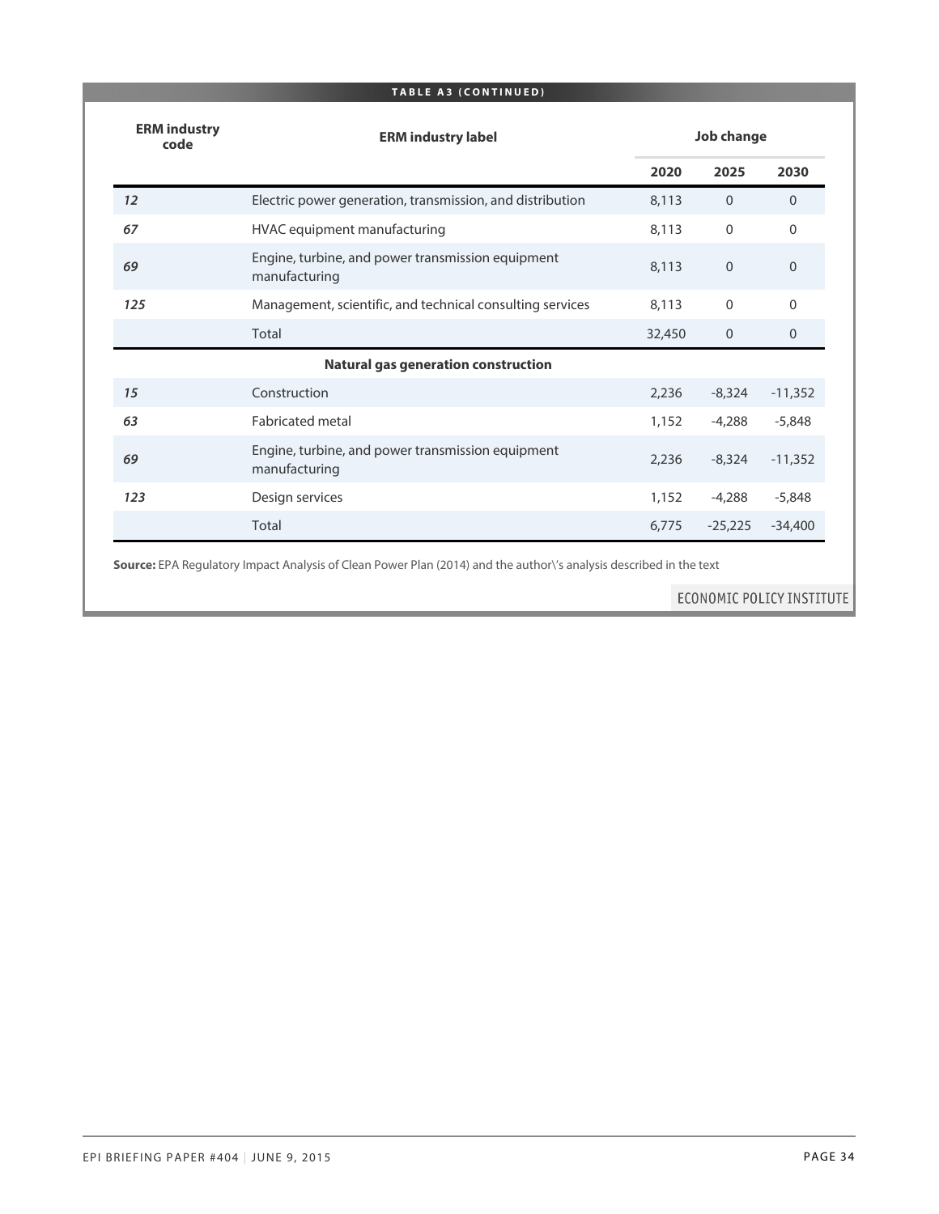**TABLE A3 (CONTINUED)**

| ERM industry code | ERM industry label | Job change | | |
|---|---|---|---|---|
| | | 2020 | 2025 | 2030 |
| *12* | Electric power generation, transmission, and distribution | 8,113 | 0 | 0 |
| *67* | HVAC equipment manufacturing | 8,113 | 0 | 0 |
| *69* | Engine, turbine, and power transmission equipment manufacturing | 8,113 | 0 | 0 |
| *125* | Management, scientific, and technical consulting services | 8,113 | 0 | 0 |
| | Total | 32,450 | 0 | 0 |
| | **Natural gas generation construction** | | | |
| *15* | Construction | 2,236 | -8,324 | -11,352 |
| *63* | Fabricated metal | 1,152 | -4,288 | -5,848 |
| *69* | Engine, turbine, and power transmission equipment manufacturing | 2,236 | -8,324 | -11,352 |
| *123* | Design services | 1,152 | -4,288 | -5,848 |
| | Total | 6,775 | -25,225 | -34,400 |

**Source:** EPA Regulatory Impact Analysis of Clean Power Plan (2014) and the author\'s analysis described in the text

ECONOMIC POLICY INSTITUTE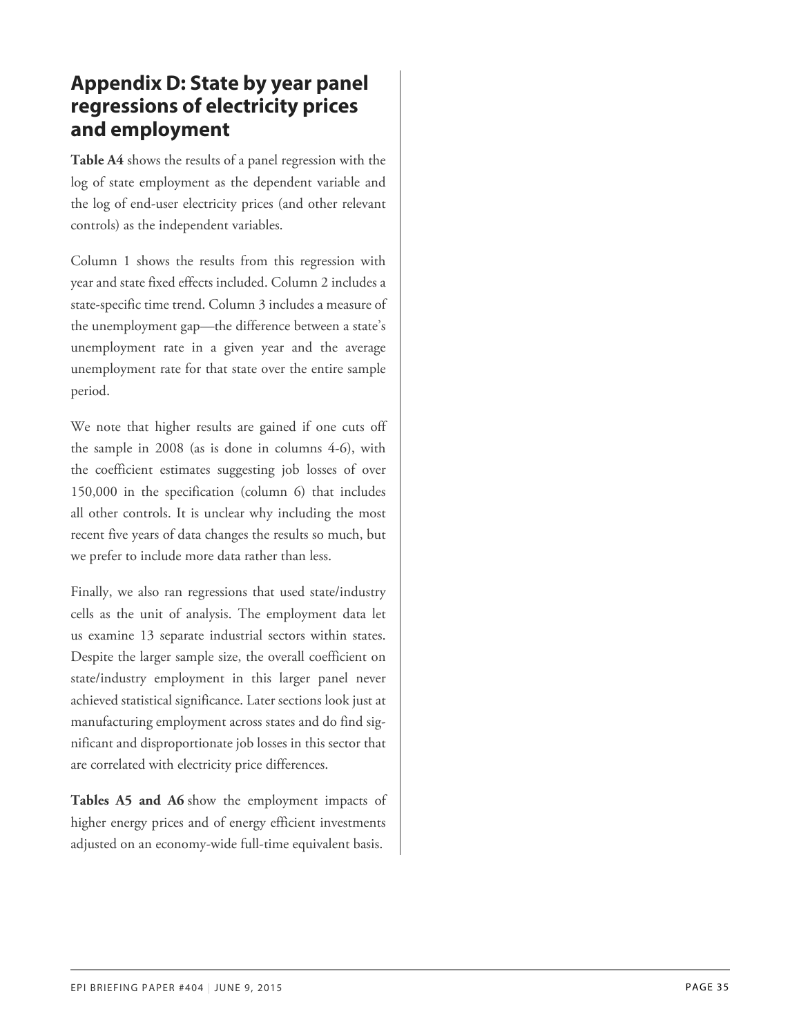## Appendix D: State by year panel regressions of electricity prices and employment

**Table A4** shows the results of a panel regression with the log of state employment as the dependent variable and the log of end-user electricity prices (and other relevant controls) as the independent variables.

Column 1 shows the results from this regression with year and state fixed effects included. Column 2 includes a state-specific time trend. Column 3 includes a measure of the unemployment gap—the difference between a state's unemployment rate in a given year and the average unemployment rate for that state over the entire sample period.

We note that higher results are gained if one cuts off the sample in 2008 (as is done in columns 4-6), with the coefficient estimates suggesting job losses of over 150,000 in the specification (column 6) that includes all other controls. It is unclear why including the most recent five years of data changes the results so much, but we prefer to include more data rather than less.

Finally, we also ran regressions that used state/industry cells as the unit of analysis. The employment data let us examine 13 separate industrial sectors within states. Despite the larger sample size, the overall coefficient on state/industry employment in this larger panel never achieved statistical significance. Later sections look just at manufacturing employment across states and do find significant and disproportionate job losses in this sector that are correlated with electricity price differences.

**Tables A5 and A6** show the employment impacts of higher energy prices and of energy efficient investments adjusted on an economy-wide full-time equivalent basis.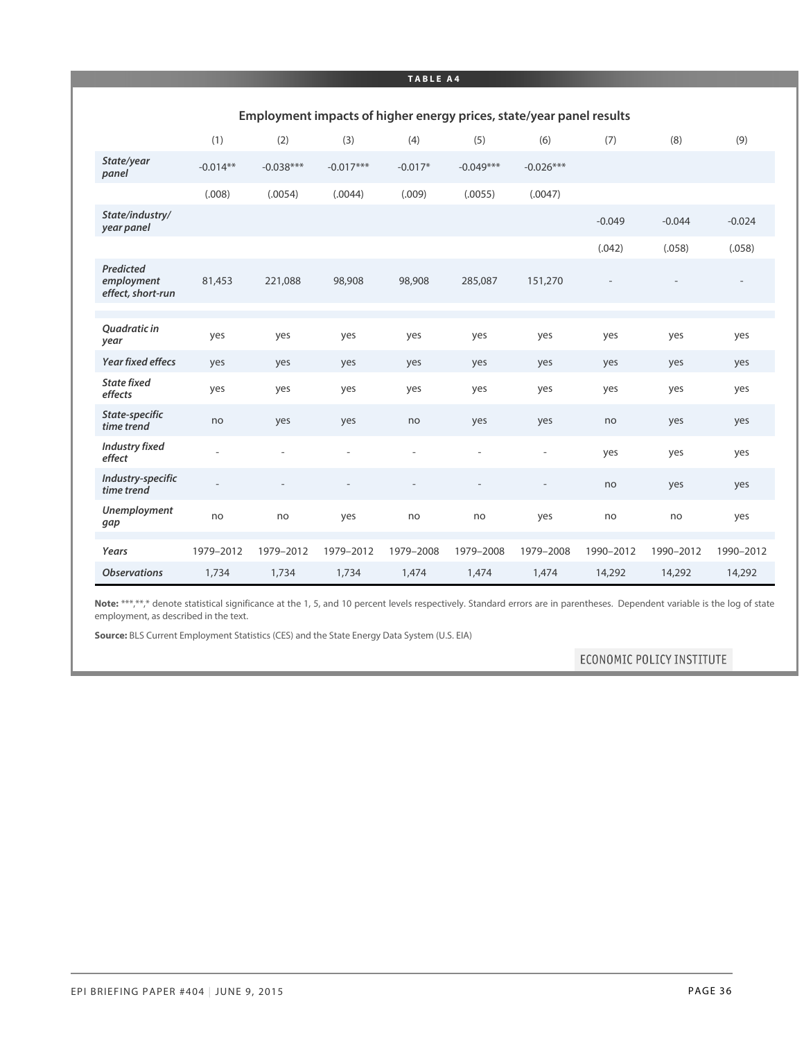**TABLE A4**

## Employment impacts of higher energy prices, state/year panel results

| | (1) | (2) | (3) | (4) | (5) | (6) | (7) | (8) | (9) |
|---|---|---|---|---|---|---|---|---|---|
| *State/year panel* | -0.014** | -0.038*** | -0.017*** | -0.017* | -0.049*** | -0.026*** | | | |
| | (.008) | (.0054) | (.0044) | (.009) | (.0055) | (.0047) | | | |
| *State/industry/ year panel* | | | | | | | -0.049 | -0.044 | -0.024 |
| | | | | | | | (.042) | (.058) | (.058) |
| *Predicted employment effect, short-run* | 81,453 | 221,088 | 98,908 | 98,908 | 285,087 | 151,270 | - | - | - |
| *Quadratic in year* | yes | yes | yes | yes | yes | yes | yes | yes | yes |
| *Year fixed effecs* | yes | yes | yes | yes | yes | yes | yes | yes | yes |
| *State fixed effects* | yes | yes | yes | yes | yes | yes | yes | yes | yes |
| *State-specific time trend* | no | yes | yes | no | yes | yes | no | yes | yes |
| *Industry fixed effect* | - | - | - | - | - | - | yes | yes | yes |
| *Industry-specific time trend* | - | - | - | - | - | - | no | yes | yes |
| *Unemployment gap* | no | no | yes | no | no | yes | no | no | yes |
| *Years* | 1979–2012 | 1979–2012 | 1979–2012 | 1979–2008 | 1979–2008 | 1979–2008 | 1990–2012 | 1990–2012 | 1990–2012 |
| *Observations* | 1,734 | 1,734 | 1,734 | 1,474 | 1,474 | 1,474 | 14,292 | 14,292 | 14,292 |

**Note:** ***,**,* denote statistical significance at the 1, 5, and 10 percent levels respectively. Standard errors are in parentheses. Dependent variable is the log of state employment, as described in the text.

**Source:** BLS Current Employment Statistics (CES) and the State Energy Data System (U.S. EIA)

ECONOMIC POLICY INSTITUTE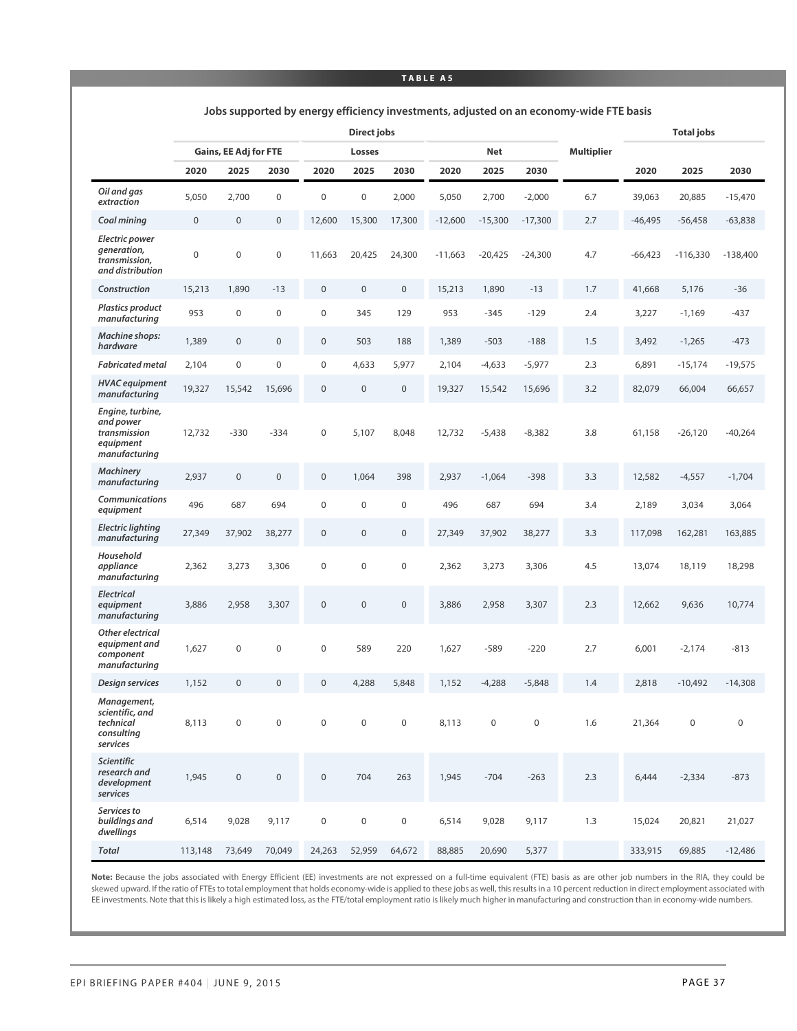**TABLE A5**

**Jobs supported by energy efficiency investments, adjusted on an economy-wide FTE basis**

| | Direct jobs | | | | | | | | | Multiplier | Total jobs | | |
|---|---|---|---|---|---|---|---|---|---|---|---|---|---|
| | Gains, EE Adj for FTE | | | Losses | | | Net | | | | | | |
| | 2020 | 2025 | 2030 | 2020 | 2025 | 2030 | 2020 | 2025 | 2030 | | 2020 | 2025 | 2030 |
| *Oil and gas extraction* | 5,050 | 2,700 | 0 | 0 | 0 | 2,000 | 5,050 | 2,700 | -2,000 | 6.7 | 39,063 | 20,885 | -15,470 |
| *Coal mining* | 0 | 0 | 0 | 12,600 | 15,300 | 17,300 | -12,600 | -15,300 | -17,300 | 2.7 | -46,495 | -56,458 | -63,838 |
| *Electric power generation, transmission, and distribution* | 0 | 0 | 0 | 11,663 | 20,425 | 24,300 | -11,663 | -20,425 | -24,300 | 4.7 | -66,423 | -116,330 | -138,400 |
| *Construction* | 15,213 | 1,890 | -13 | 0 | 0 | 0 | 15,213 | 1,890 | -13 | 1.7 | 41,668 | 5,176 | -36 |
| *Plastics product manufacturing* | 953 | 0 | 0 | 0 | 345 | 129 | 953 | -345 | -129 | 2.4 | 3,227 | -1,169 | -437 |
| *Machine shops: hardware* | 1,389 | 0 | 0 | 0 | 503 | 188 | 1,389 | -503 | -188 | 1.5 | 3,492 | -1,265 | -473 |
| *Fabricated metal* | 2,104 | 0 | 0 | 0 | 4,633 | 5,977 | 2,104 | -4,633 | -5,977 | 2.3 | 6,891 | -15,174 | -19,575 |
| *HVAC equipment manufacturing* | 19,327 | 15,542 | 15,696 | 0 | 0 | 0 | 19,327 | 15,542 | 15,696 | 3.2 | 82,079 | 66,004 | 66,657 |
| *Engine, turbine, and power transmission equipment manufacturing* | 12,732 | -330 | -334 | 0 | 5,107 | 8,048 | 12,732 | -5,438 | -8,382 | 3.8 | 61,158 | -26,120 | -40,264 |
| *Machinery manufacturing* | 2,937 | 0 | 0 | 0 | 1,064 | 398 | 2,937 | -1,064 | -398 | 3.3 | 12,582 | -4,557 | -1,704 |
| *Communications equipment* | 496 | 687 | 694 | 0 | 0 | 0 | 496 | 687 | 694 | 3.4 | 2,189 | 3,034 | 3,064 |
| *Electric lighting manufacturing* | 27,349 | 37,902 | 38,277 | 0 | 0 | 0 | 27,349 | 37,902 | 38,277 | 3.3 | 117,098 | 162,281 | 163,885 |
| *Household appliance manufacturing* | 2,362 | 3,273 | 3,306 | 0 | 0 | 0 | 2,362 | 3,273 | 3,306 | 4.5 | 13,074 | 18,119 | 18,298 |
| *Electrical equipment manufacturing* | 3,886 | 2,958 | 3,307 | 0 | 0 | 0 | 3,886 | 2,958 | 3,307 | 2.3 | 12,662 | 9,636 | 10,774 |
| *Other electrical equipment and component manufacturing* | 1,627 | 0 | 0 | 0 | 589 | 220 | 1,627 | -589 | -220 | 2.7 | 6,001 | -2,174 | -813 |
| *Design services* | 1,152 | 0 | 0 | 0 | 4,288 | 5,848 | 1,152 | -4,288 | -5,848 | 1.4 | 2,818 | -10,492 | -14,308 |
| *Management, scientific, and technical consulting services* | 8,113 | 0 | 0 | 0 | 0 | 0 | 8,113 | 0 | 0 | 1.6 | 21,364 | 0 | 0 |
| *Scientific research and development services* | 1,945 | 0 | 0 | 0 | 704 | 263 | 1,945 | -704 | -263 | 2.3 | 6,444 | -2,334 | -873 |
| *Services to buildings and dwellings* | 6,514 | 9,028 | 9,117 | 0 | 0 | 0 | 6,514 | 9,028 | 9,117 | 1.3 | 15,024 | 20,821 | 21,027 |
| *Total* | 113,148 | 73,649 | 70,049 | 24,263 | 52,959 | 64,672 | 88,885 | 20,690 | 5,377 | | 333,915 | 69,885 | -12,486 |

**Note:** Because the jobs associated with Energy Efficient (EE) investments are not expressed on a full-time equivalent (FTE) basis as are other job numbers in the RIA, they could be skewed upward. If the ratio of FTEs to total employment that holds economy-wide is applied to these jobs as well, this results in a 10 percent reduction in direct employment associated with EE investments. Note that this is likely a high estimated loss, as the FTE/total employment ratio is likely much higher in manufacturing and construction than in economy-wide numbers.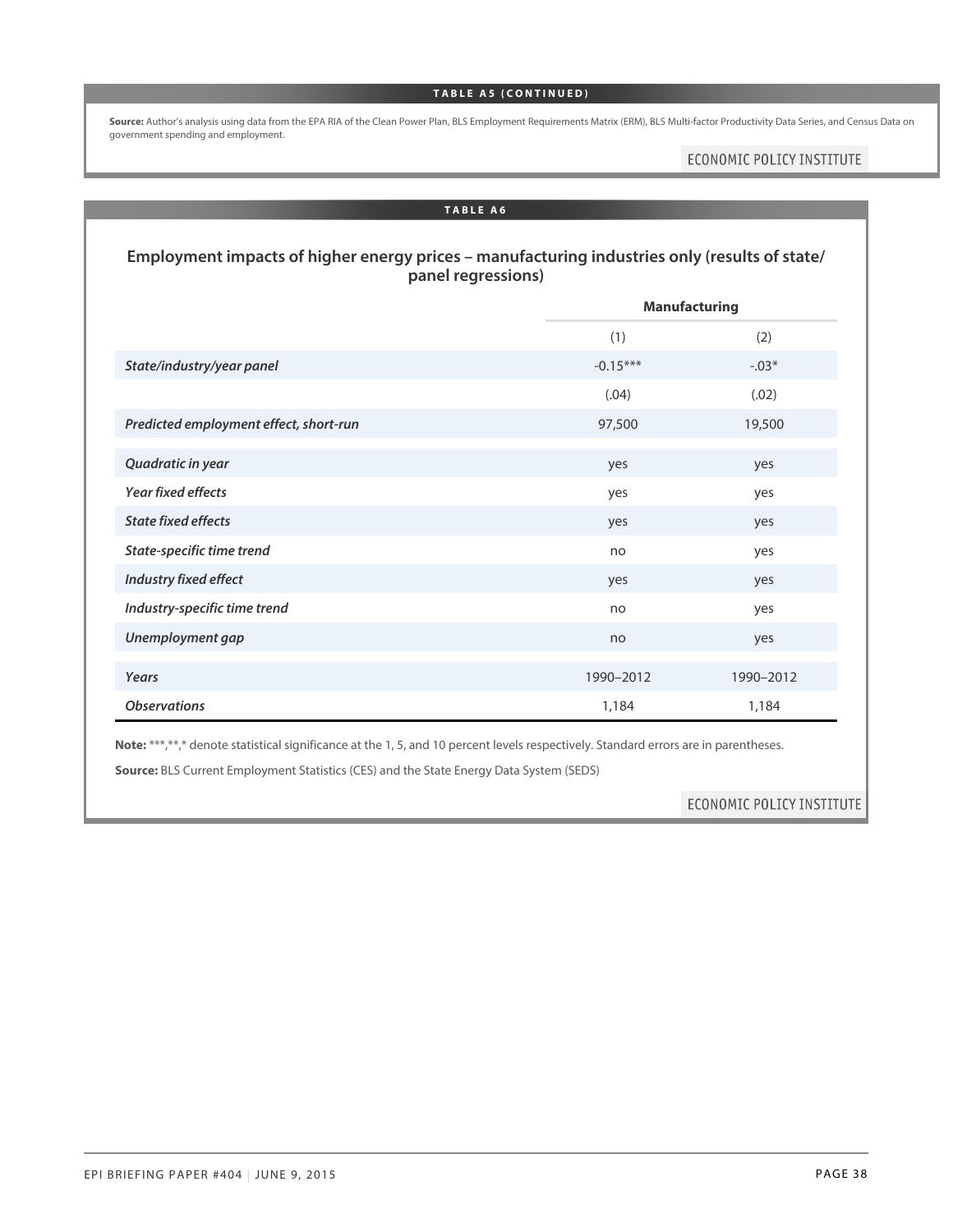**TABLE A5 (CONTINUED)**

**Source:** Author's analysis using data from the EPA RIA of the Clean Power Plan, BLS Employment Requirements Matrix (ERM), BLS Multi-factor Productivity Data Series, and Census Data on government spending and employment.

ECONOMIC POLICY INSTITUTE

**TABLE A6**

## Employment impacts of higher energy prices – manufacturing industries only (results of state/panel regressions)

| | Manufacturing | |
|---|---|---|
| | (1) | (2) |
| *State/industry/year panel* | -0.15*** | -.03* |
| | (.04) | (.02) |
| *Predicted employment effect, short-run* | 97,500 | 19,500 |
| *Quadratic in year* | yes | yes |
| *Year fixed effects* | yes | yes |
| *State fixed effects* | yes | yes |
| *State-specific time trend* | no | yes |
| *Industry fixed effect* | yes | yes |
| *Industry-specific time trend* | no | yes |
| *Unemployment gap* | no | yes |
| *Years* | 1990–2012 | 1990–2012 |
| *Observations* | 1,184 | 1,184 |

**Note:** ***,**,* denote statistical significance at the 1, 5, and 10 percent levels respectively. Standard errors are in parentheses.

**Source:** BLS Current Employment Statistics (CES) and the State Energy Data System (SEDS)

ECONOMIC POLICY INSTITUTE